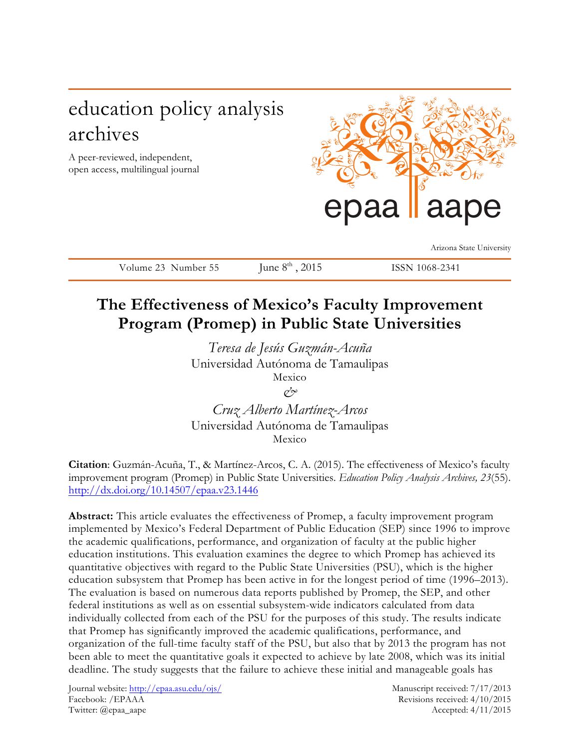education policy analysis archives

A peer-reviewed, independent, open access, multilingual journal

epaa aape

Arizona State University

Volume 23 Number 55 June 8th, 2015 ISSN 1068-2341

# The Effectiveness of Mexico's Faculty Improvement Program (Promep) in Public State Universities

*Teresa de Jesús Guzmán-Acuña*
Universidad Autónoma de Tamaulipas
Mexico

*&*

*Cruz Alberto Martínez-Arcos*
Universidad Autónoma de Tamaulipas
Mexico

**Citation**: Guzmán-Acuña, T., & Martínez-Arcos, C. A. (2015). The effectiveness of Mexico's faculty improvement program (Promep) in Public State Universities. *Education Policy Analysis Archives, 23*(55). http://dx.doi.org/10.14507/epaa.v23.1446

**Abstract:** This article evaluates the effectiveness of Promep, a faculty improvement program implemented by Mexico's Federal Department of Public Education (SEP) since 1996 to improve the academic qualifications, performance, and organization of faculty at the public higher education institutions. This evaluation examines the degree to which Promep has achieved its quantitative objectives with regard to the Public State Universities (PSU), which is the higher education subsystem that Promep has been active in for the longest period of time (1996–2013). The evaluation is based on numerous data reports published by Promep, the SEP, and other federal institutions as well as on essential subsystem-wide indicators calculated from data individually collected from each of the PSU for the purposes of this study. The results indicate that Promep has significantly improved the academic qualifications, performance, and organization of the full-time faculty staff of the PSU, but also that by 2013 the program has not been able to meet the quantitative goals it expected to achieve by late 2008, which was its initial deadline. The study suggests that the failure to achieve these initial and manageable goals has

Journal website: http://epaa.asu.edu/ojs/
Facebook: /EPAAA
Twitter: @epaa_aape

Manuscript received: 7/17/2013
Revisions received: 4/10/2015
Accepted: 4/11/2015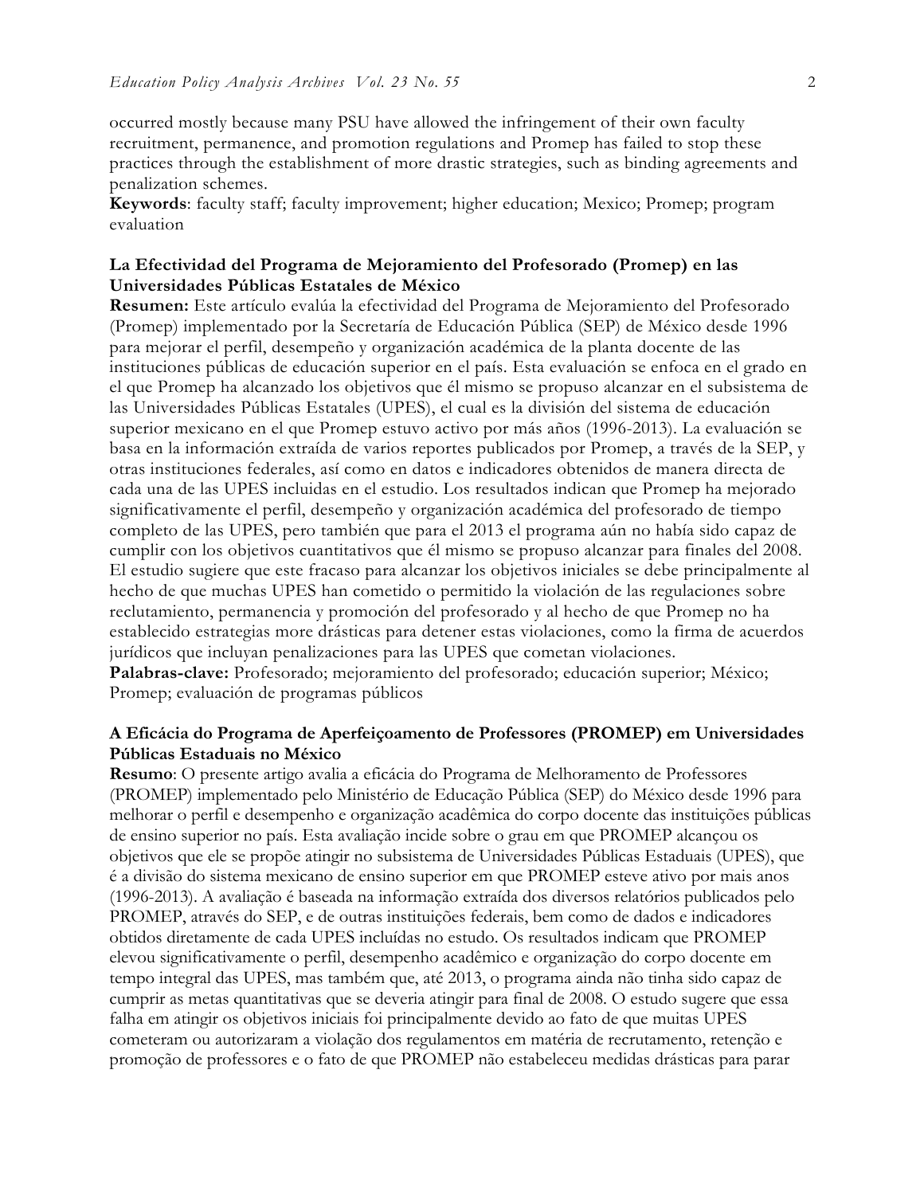occurred mostly because many PSU have allowed the infringement of their own faculty recruitment, permanence, and promotion regulations and Promep has failed to stop these practices through the establishment of more drastic strategies, such as binding agreements and penalization schemes.

**Keywords**: faculty staff; faculty improvement; higher education; Mexico; Promep; program evaluation

**La Efectividad del Programa de Mejoramiento del Profesorado (Promep) en las Universidades Públicas Estatales de México**

**Resumen:** Este artículo evalúa la efectividad del Programa de Mejoramiento del Profesorado (Promep) implementado por la Secretaría de Educación Pública (SEP) de México desde 1996 para mejorar el perfil, desempeño y organización académica de la planta docente de las instituciones públicas de educación superior en el país. Esta evaluación se enfoca en el grado en el que Promep ha alcanzado los objetivos que él mismo se propuso alcanzar en el subsistema de las Universidades Públicas Estatales (UPES), el cual es la división del sistema de educación superior mexicano en el que Promep estuvo activo por más años (1996-2013). La evaluación se basa en la información extraída de varios reportes publicados por Promep, a través de la SEP, y otras instituciones federales, así como en datos e indicadores obtenidos de manera directa de cada una de las UPES incluidas en el estudio. Los resultados indican que Promep ha mejorado significativamente el perfil, desempeño y organización académica del profesorado de tiempo completo de las UPES, pero también que para el 2013 el programa aún no había sido capaz de cumplir con los objetivos cuantitativos que él mismo se propuso alcanzar para finales del 2008. El estudio sugiere que este fracaso para alcanzar los objetivos iniciales se debe principalmente al hecho de que muchas UPES han cometido o permitido la violación de las regulaciones sobre reclutamiento, permanencia y promoción del profesorado y al hecho de que Promep no ha establecido estrategias more drásticas para detener estas violaciones, como la firma de acuerdos jurídicos que incluyan penalizaciones para las UPES que cometan violaciones.

**Palabras-clave:** Profesorado; mejoramiento del profesorado; educación superior; México; Promep; evaluación de programas públicos

**A Eficácia do Programa de Aperfeiçoamento de Professores (PROMEP) em Universidades Públicas Estaduais no México**

**Resumo**: O presente artigo avalia a eficácia do Programa de Melhoramento de Professores (PROMEP) implementado pelo Ministério de Educação Pública (SEP) do México desde 1996 para melhorar o perfil e desempenho e organização acadêmica do corpo docente das instituições públicas de ensino superior no país. Esta avaliação incide sobre o grau em que PROMEP alcançou os objetivos que ele se propõe atingir no subsistema de Universidades Públicas Estaduais (UPES), que é a divisão do sistema mexicano de ensino superior em que PROMEP esteve ativo por mais anos (1996-2013). A avaliação é baseada na informação extraída dos diversos relatórios publicados pelo PROMEP, através do SEP, e de outras instituições federais, bem como de dados e indicadores obtidos diretamente de cada UPES incluídas no estudo. Os resultados indicam que PROMEP elevou significativamente o perfil, desempenho acadêmico e organização do corpo docente em tempo integral das UPES, mas também que, até 2013, o programa ainda não tinha sido capaz de cumprir as metas quantitativas que se deveria atingir para final de 2008. O estudo sugere que essa falha em atingir os objetivos iniciais foi principalmente devido ao fato de que muitas UPES cometeram ou autorizaram a violação dos regulamentos em matéria de recrutamento, retenção e promoção de professores e o fato de que PROMEP não estabeleceu medidas drásticas para parar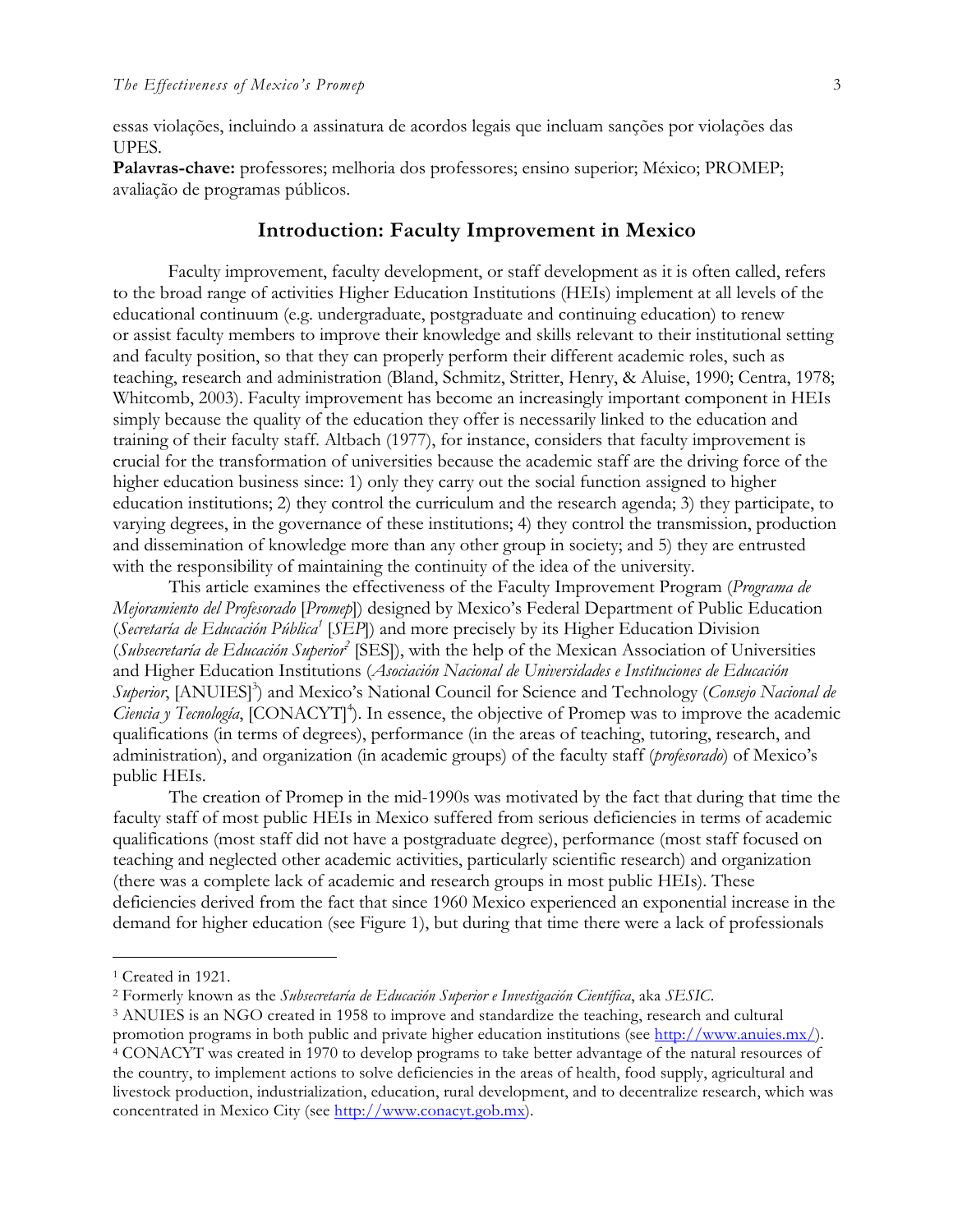essas violações, incluindo a assinatura de acordos legais que incluam sanções por violações das UPES.

**Palavras-chave:** professores; melhoria dos professores; ensino superior; México; PROMEP; avaliação de programas públicos.

## Introduction: Faculty Improvement in Mexico

Faculty improvement, faculty development, or staff development as it is often called, refers to the broad range of activities Higher Education Institutions (HEIs) implement at all levels of the educational continuum (e.g. undergraduate, postgraduate and continuing education) to renew or assist faculty members to improve their knowledge and skills relevant to their institutional setting and faculty position, so that they can properly perform their different academic roles, such as teaching, research and administration (Bland, Schmitz, Stritter, Henry, & Aluise, 1990; Centra, 1978; Whitcomb, 2003). Faculty improvement has become an increasingly important component in HEIs simply because the quality of the education they offer is necessarily linked to the education and training of their faculty staff. Altbach (1977), for instance, considers that faculty improvement is crucial for the transformation of universities because the academic staff are the driving force of the higher education business since: 1) only they carry out the social function assigned to higher education institutions; 2) they control the curriculum and the research agenda; 3) they participate, to varying degrees, in the governance of these institutions; 4) they control the transmission, production and dissemination of knowledge more than any other group in society; and 5) they are entrusted with the responsibility of maintaining the continuity of the idea of the university.

This article examines the effectiveness of the Faculty Improvement Program (*Programa de Mejoramiento del Profesorado* [*Promep*]) designed by Mexico's Federal Department of Public Education (*Secretaría de Educación Pública*[1] [*SEP*]) and more precisely by its Higher Education Division (*Subsecretaría de Educación Superior*[2] [SES]), with the help of the Mexican Association of Universities and Higher Education Institutions (*Asociación Nacional de Universidades e Instituciones de Educación Superior*, [ANUIES][3]) and Mexico's National Council for Science and Technology (*Consejo Nacional de Ciencia y Tecnología*, [CONACYT][4]). In essence, the objective of Promep was to improve the academic qualifications (in terms of degrees), performance (in the areas of teaching, tutoring, research, and administration), and organization (in academic groups) of the faculty staff (*profesorado*) of Mexico's public HEIs.

The creation of Promep in the mid-1990s was motivated by the fact that during that time the faculty staff of most public HEIs in Mexico suffered from serious deficiencies in terms of academic qualifications (most staff did not have a postgraduate degree), performance (most staff focused on teaching and neglected other academic activities, particularly scientific research) and organization (there was a complete lack of academic and research groups in most public HEIs). These deficiencies derived from the fact that since 1960 Mexico experienced an exponential increase in the demand for higher education (see Figure 1), but during that time there were a lack of professionals

---

[1] Created in 1921.

[2] Formerly known as the *Subsecretaría de Educación Superior e Investigación Científica*, aka *SESIC*.

[3] ANUIES is an NGO created in 1958 to improve and standardize the teaching, research and cultural promotion programs in both public and private higher education institutions (see http://www.anuies.mx/).

[4] CONACYT was created in 1970 to develop programs to take better advantage of the natural resources of the country, to implement actions to solve deficiencies in the areas of health, food supply, agricultural and livestock production, industrialization, education, rural development, and to decentralize research, which was concentrated in Mexico City (see http://www.conacyt.gob.mx).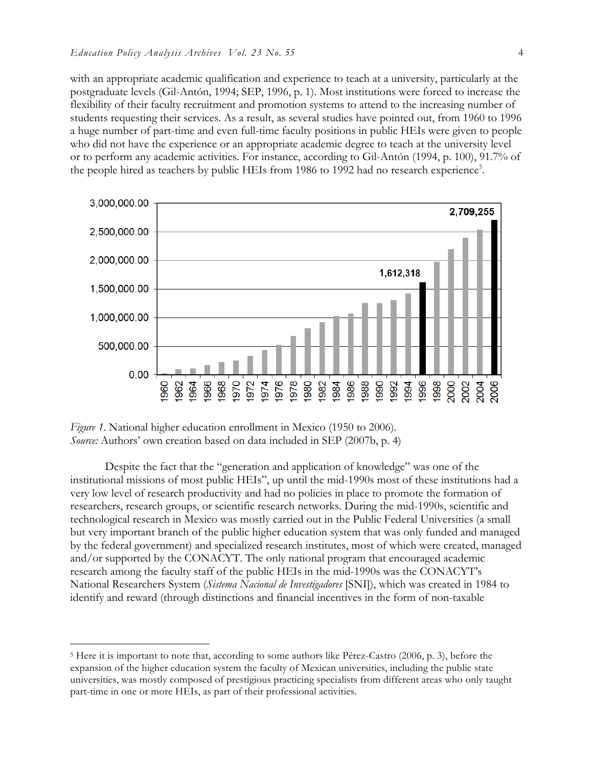with an appropriate academic qualification and experience to teach at a university, particularly at the postgraduate levels (Gil-Antón, 1994; SEP, 1996, p. 1). Most institutions were forced to increase the flexibility of their faculty recruitment and promotion systems to attend to the increasing number of students requesting their services. As a result, as several studies have pointed out, from 1960 to 1996 a huge number of part-time and even full-time faculty positions in public HEIs were given to people who did not have the experience or an appropriate academic degree to teach at the university level or to perform any academic activities. For instance, according to Gil-Antón (1994, p. 100), 91.7% of the people hired as teachers by public HEIs from 1986 to 1992 had no research experience[5].

*Figure 1*. National higher education enrollment in Mexico (1950 to 2006).
*Source:* Authors' own creation based on data included in SEP (2007b, p. 4)

Despite the fact that the "generation and application of knowledge" was one of the institutional missions of most public HEIs", up until the mid-1990s most of these institutions had a very low level of research productivity and had no policies in place to promote the formation of researchers, research groups, or scientific research networks. During the mid-1990s, scientific and technological research in Mexico was mostly carried out in the Public Federal Universities (a small but very important branch of the public higher education system that was only funded and managed by the federal government) and specialized research institutes, most of which were created, managed and/or supported by the CONACYT. The only national program that encouraged academic research among the faculty staff of the public HEIs in the mid-1990s was the CONACYT's National Researchers System (*Sistema Nacional de Investigadores* [SNI]), which was created in 1984 to identify and reward (through distinctions and financial incentives in the form of non-taxable

---

[5] Here it is important to note that, according to some authors like Pérez-Castro (2006, p. 3), before the expansion of the higher education system the faculty of Mexican universities, including the public state universities, was mostly composed of prestigious practicing specialists from different areas who only taught part-time in one or more HEIs, as part of their professional activities.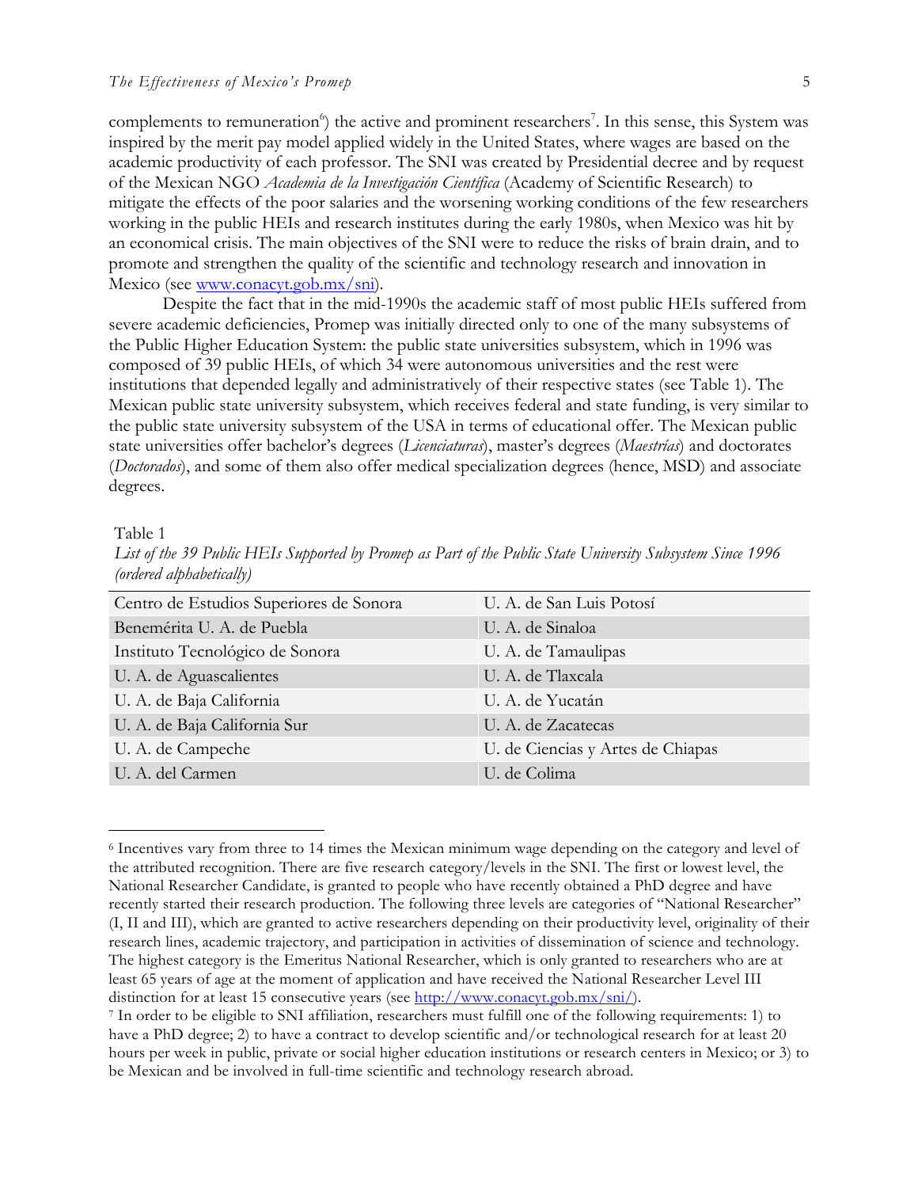complements to remuneration[6]) the active and prominent researchers[7]. In this sense, this System was inspired by the merit pay model applied widely in the United States, where wages are based on the academic productivity of each professor. The SNI was created by Presidential decree and by request of the Mexican NGO *Academia de la Investigación Científica* (Academy of Scientific Research) to mitigate the effects of the poor salaries and the worsening working conditions of the few researchers working in the public HEIs and research institutes during the early 1980s, when Mexico was hit by an economical crisis. The main objectives of the SNI were to reduce the risks of brain drain, and to promote and strengthen the quality of the scientific and technology research and innovation in Mexico (see www.conacyt.gob.mx/sni).

Despite the fact that in the mid-1990s the academic staff of most public HEIs suffered from severe academic deficiencies, Promep was initially directed only to one of the many subsystems of the Public Higher Education System: the public state universities subsystem, which in 1996 was composed of 39 public HEIs, of which 34 were autonomous universities and the rest were institutions that depended legally and administratively of their respective states (see Table 1). The Mexican public state university subsystem, which receives federal and state funding, is very similar to the public state university subsystem of the USA in terms of educational offer. The Mexican public state universities offer bachelor's degrees (*Licenciaturas*), master's degrees (*Maestrías*) and doctorates (*Doctorados*), and some of them also offer medical specialization degrees (hence, MSD) and associate degrees.

Table 1

*List of the 39 Public HEIs Supported by Promep as Part of the Public State University Subsystem Since 1996 (ordered alphabetically)*

| | |
|---|---|
| Centro de Estudios Superiores de Sonora | U. A. de San Luis Potosí |
| Benemérita U. A. de Puebla | U. A. de Sinaloa |
| Instituto Tecnológico de Sonora | U. A. de Tamaulipas |
| U. A. de Aguascalientes | U. A. de Tlaxcala |
| U. A. de Baja California | U. A. de Yucatán |
| U. A. de Baja California Sur | U. A. de Zacatecas |
| U. A. de Campeche | U. de Ciencias y Artes de Chiapas |
| U. A. del Carmen | U. de Colima |

[6] Incentives vary from three to 14 times the Mexican minimum wage depending on the category and level of the attributed recognition. There are five research category/levels in the SNI. The first or lowest level, the National Researcher Candidate, is granted to people who have recently obtained a PhD degree and have recently started their research production. The following three levels are categories of "National Researcher" (I, II and III), which are granted to active researchers depending on their productivity level, originality of their research lines, academic trajectory, and participation in activities of dissemination of science and technology. The highest category is the Emeritus National Researcher, which is only granted to researchers who are at least 65 years of age at the moment of application and have received the National Researcher Level III distinction for at least 15 consecutive years (see http://www.conacyt.gob.mx/sni/).

[7] In order to be eligible to SNI affiliation, researchers must fulfill one of the following requirements: 1) to have a PhD degree; 2) to have a contract to develop scientific and/or technological research for at least 20 hours per week in public, private or social higher education institutions or research centers in Mexico; or 3) to be Mexican and be involved in full-time scientific and technology research abroad.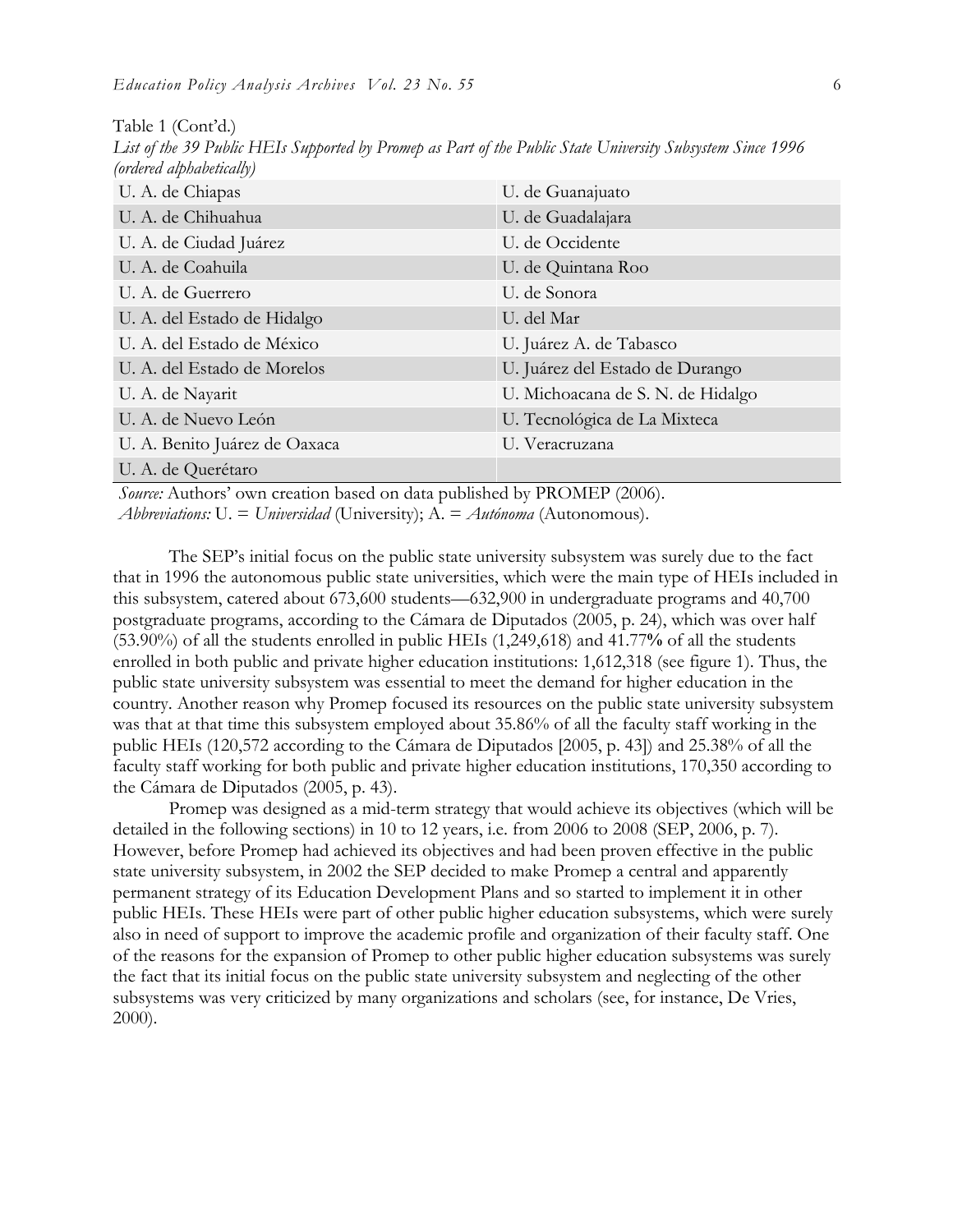Table 1 (Cont'd.)

*List of the 39 Public HEIs Supported by Promep as Part of the Public State University Subsystem Since 1996 (ordered alphabetically)*

| | |
|---|---|
| U. A. de Chiapas | U. de Guanajuato |
| U. A. de Chihuahua | U. de Guadalajara |
| U. A. de Ciudad Juárez | U. de Occidente |
| U. A. de Coahuila | U. de Quintana Roo |
| U. A. de Guerrero | U. de Sonora |
| U. A. del Estado de Hidalgo | U. del Mar |
| U. A. del Estado de México | U. Juárez A. de Tabasco |
| U. A. del Estado de Morelos | U. Juárez del Estado de Durango |
| U. A. de Nayarit | U. Michoacana de S. N. de Hidalgo |
| U. A. de Nuevo León | U. Tecnológica de La Mixteca |
| U. A. Benito Juárez de Oaxaca | U. Veracruzana |
| U. A. de Querétaro | |

*Source:* Authors' own creation based on data published by PROMEP (2006).
*Abbreviations:* U. = *Universidad* (University); A. = *Autónoma* (Autonomous).

The SEP's initial focus on the public state university subsystem was surely due to the fact that in 1996 the autonomous public state universities, which were the main type of HEIs included in this subsystem, catered about 673,600 students—632,900 in undergraduate programs and 40,700 postgraduate programs, according to the Cámara de Diputados (2005, p. 24), which was over half (53.90%) of all the students enrolled in public HEIs (1,249,618) and 41.77**%** of all the students enrolled in both public and private higher education institutions: 1,612,318 (see figure 1). Thus, the public state university subsystem was essential to meet the demand for higher education in the country. Another reason why Promep focused its resources on the public state university subsystem was that at that time this subsystem employed about 35.86% of all the faculty staff working in the public HEIs (120,572 according to the Cámara de Diputados [2005, p. 43]) and 25.38% of all the faculty staff working for both public and private higher education institutions, 170,350 according to the Cámara de Diputados (2005, p. 43).

Promep was designed as a mid-term strategy that would achieve its objectives (which will be detailed in the following sections) in 10 to 12 years, i.e. from 2006 to 2008 (SEP, 2006, p. 7). However, before Promep had achieved its objectives and had been proven effective in the public state university subsystem, in 2002 the SEP decided to make Promep a central and apparently permanent strategy of its Education Development Plans and so started to implement it in other public HEIs. These HEIs were part of other public higher education subsystems, which were surely also in need of support to improve the academic profile and organization of their faculty staff. One of the reasons for the expansion of Promep to other public higher education subsystems was surely the fact that its initial focus on the public state university subsystem and neglecting of the other subsystems was very criticized by many organizations and scholars (see, for instance, De Vries, 2000).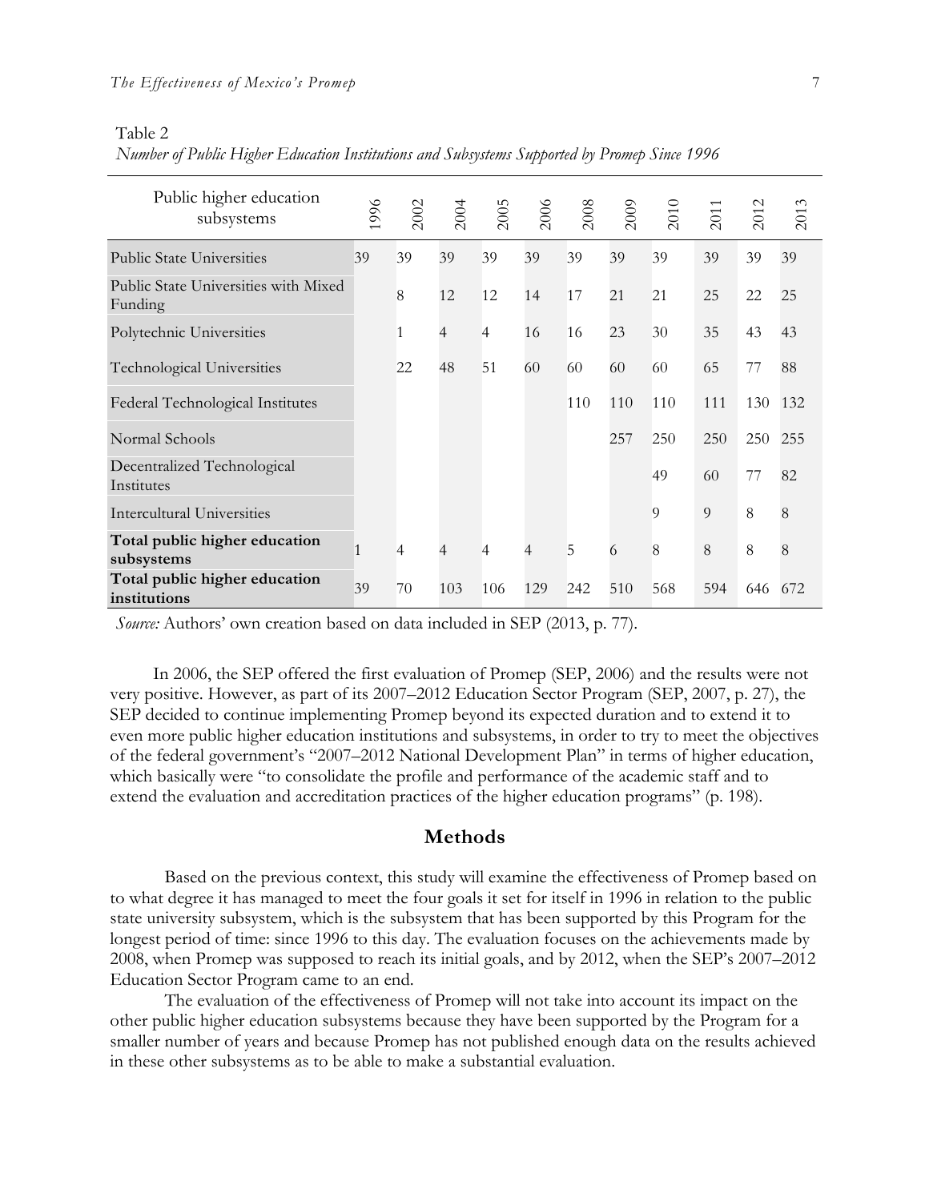Table 2

*Number of Public Higher Education Institutions and Subsystems Supported by Promep Since 1996*

| Public higher education subsystems | 1996 | 2002 | 2004 | 2005 | 2006 | 2008 | 2009 | 2010 | 2011 | 2012 | 2013 |
|---|---|---|---|---|---|---|---|---|---|---|---|
| Public State Universities | 39 | 39 | 39 | 39 | 39 | 39 | 39 | 39 | 39 | 39 | 39 |
| Public State Universities with Mixed Funding | | 8 | 12 | 12 | 14 | 17 | 21 | 21 | 25 | 22 | 25 |
| Polytechnic Universities | | 1 | 4 | 4 | 16 | 16 | 23 | 30 | 35 | 43 | 43 |
| Technological Universities | | 22 | 48 | 51 | 60 | 60 | 60 | 60 | 65 | 77 | 88 |
| Federal Technological Institutes | | | | | | 110 | 110 | 110 | 111 | 130 | 132 |
| Normal Schools | | | | | | | 257 | 250 | 250 | 250 | 255 |
| Decentralized Technological Institutes | | | | | | | | 49 | 60 | 77 | 82 |
| Intercultural Universities | | | | | | | | 9 | 9 | 8 | 8 |
| **Total public higher education subsystems** | 1 | 4 | 4 | 4 | 4 | 5 | 6 | 8 | 8 | 8 | 8 |
| **Total public higher education institutions** | 39 | 70 | 103 | 106 | 129 | 242 | 510 | 568 | 594 | 646 | 672 |

*Source:* Authors' own creation based on data included in SEP (2013, p. 77).

In 2006, the SEP offered the first evaluation of Promep (SEP, 2006) and the results were not very positive. However, as part of its 2007–2012 Education Sector Program (SEP, 2007, p. 27), the SEP decided to continue implementing Promep beyond its expected duration and to extend it to even more public higher education institutions and subsystems, in order to try to meet the objectives of the federal government's "2007–2012 National Development Plan" in terms of higher education, which basically were "to consolidate the profile and performance of the academic staff and to extend the evaluation and accreditation practices of the higher education programs" (p. 198).

## Methods

Based on the previous context, this study will examine the effectiveness of Promep based on to what degree it has managed to meet the four goals it set for itself in 1996 in relation to the public state university subsystem, which is the subsystem that has been supported by this Program for the longest period of time: since 1996 to this day. The evaluation focuses on the achievements made by 2008, when Promep was supposed to reach its initial goals, and by 2012, when the SEP's 2007–2012 Education Sector Program came to an end.

The evaluation of the effectiveness of Promep will not take into account its impact on the other public higher education subsystems because they have been supported by the Program for a smaller number of years and because Promep has not published enough data on the results achieved in these other subsystems as to be able to make a substantial evaluation.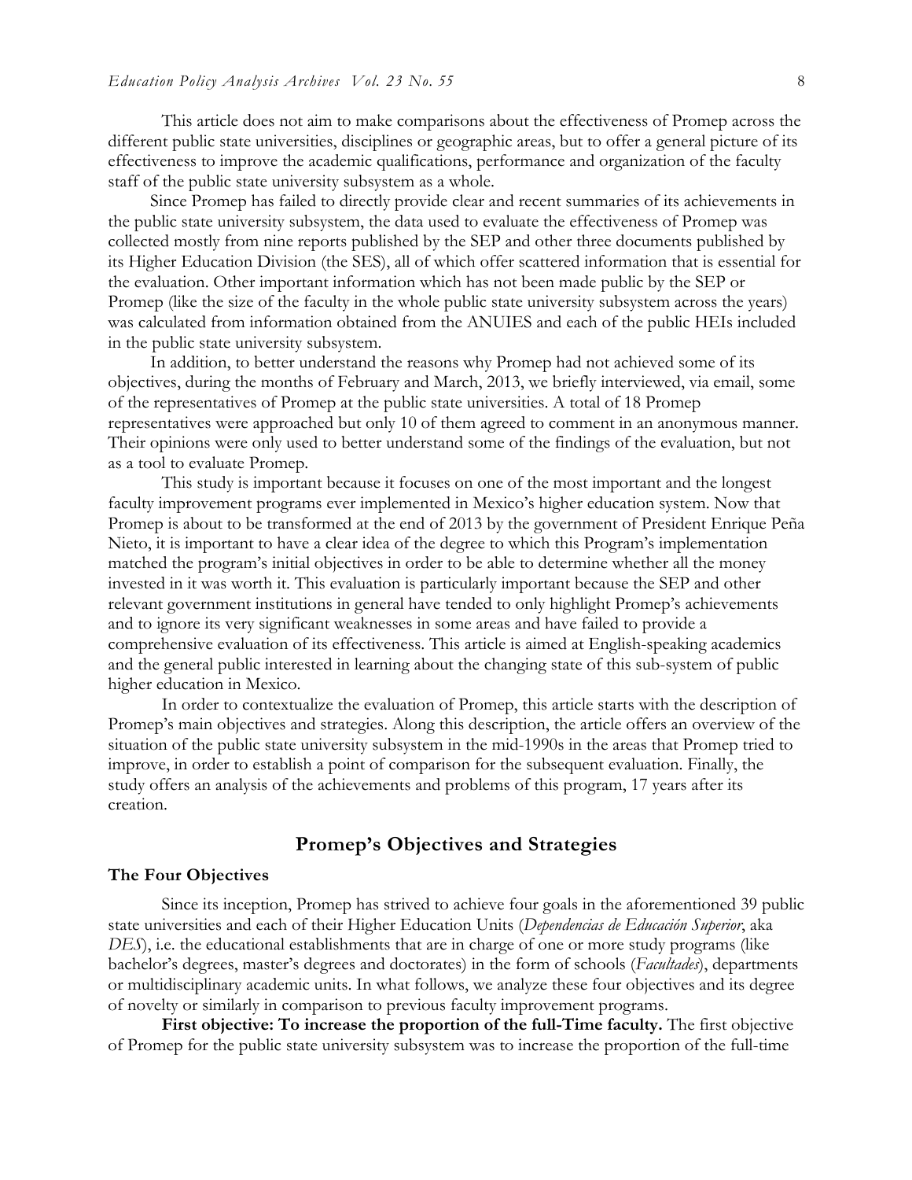This article does not aim to make comparisons about the effectiveness of Promep across the different public state universities, disciplines or geographic areas, but to offer a general picture of its effectiveness to improve the academic qualifications, performance and organization of the faculty staff of the public state university subsystem as a whole.

Since Promep has failed to directly provide clear and recent summaries of its achievements in the public state university subsystem, the data used to evaluate the effectiveness of Promep was collected mostly from nine reports published by the SEP and other three documents published by its Higher Education Division (the SES), all of which offer scattered information that is essential for the evaluation. Other important information which has not been made public by the SEP or Promep (like the size of the faculty in the whole public state university subsystem across the years) was calculated from information obtained from the ANUIES and each of the public HEIs included in the public state university subsystem.

In addition, to better understand the reasons why Promep had not achieved some of its objectives, during the months of February and March, 2013, we briefly interviewed, via email, some of the representatives of Promep at the public state universities. A total of 18 Promep representatives were approached but only 10 of them agreed to comment in an anonymous manner. Their opinions were only used to better understand some of the findings of the evaluation, but not as a tool to evaluate Promep.

This study is important because it focuses on one of the most important and the longest faculty improvement programs ever implemented in Mexico's higher education system. Now that Promep is about to be transformed at the end of 2013 by the government of President Enrique Peña Nieto, it is important to have a clear idea of the degree to which this Program's implementation matched the program's initial objectives in order to be able to determine whether all the money invested in it was worth it. This evaluation is particularly important because the SEP and other relevant government institutions in general have tended to only highlight Promep's achievements and to ignore its very significant weaknesses in some areas and have failed to provide a comprehensive evaluation of its effectiveness. This article is aimed at English-speaking academics and the general public interested in learning about the changing state of this sub-system of public higher education in Mexico.

In order to contextualize the evaluation of Promep, this article starts with the description of Promep's main objectives and strategies. Along this description, the article offers an overview of the situation of the public state university subsystem in the mid-1990s in the areas that Promep tried to improve, in order to establish a point of comparison for the subsequent evaluation. Finally, the study offers an analysis of the achievements and problems of this program, 17 years after its creation.

## Promep's Objectives and Strategies

### The Four Objectives

Since its inception, Promep has strived to achieve four goals in the aforementioned 39 public state universities and each of their Higher Education Units (*Dependencias de Educación Superior*, aka *DES*), i.e. the educational establishments that are in charge of one or more study programs (like bachelor's degrees, master's degrees and doctorates) in the form of schools (*Facultades*), departments or multidisciplinary academic units. In what follows, we analyze these four objectives and its degree of novelty or similarly in comparison to previous faculty improvement programs.

**First objective: To increase the proportion of the full-Time faculty.** The first objective of Promep for the public state university subsystem was to increase the proportion of the full-time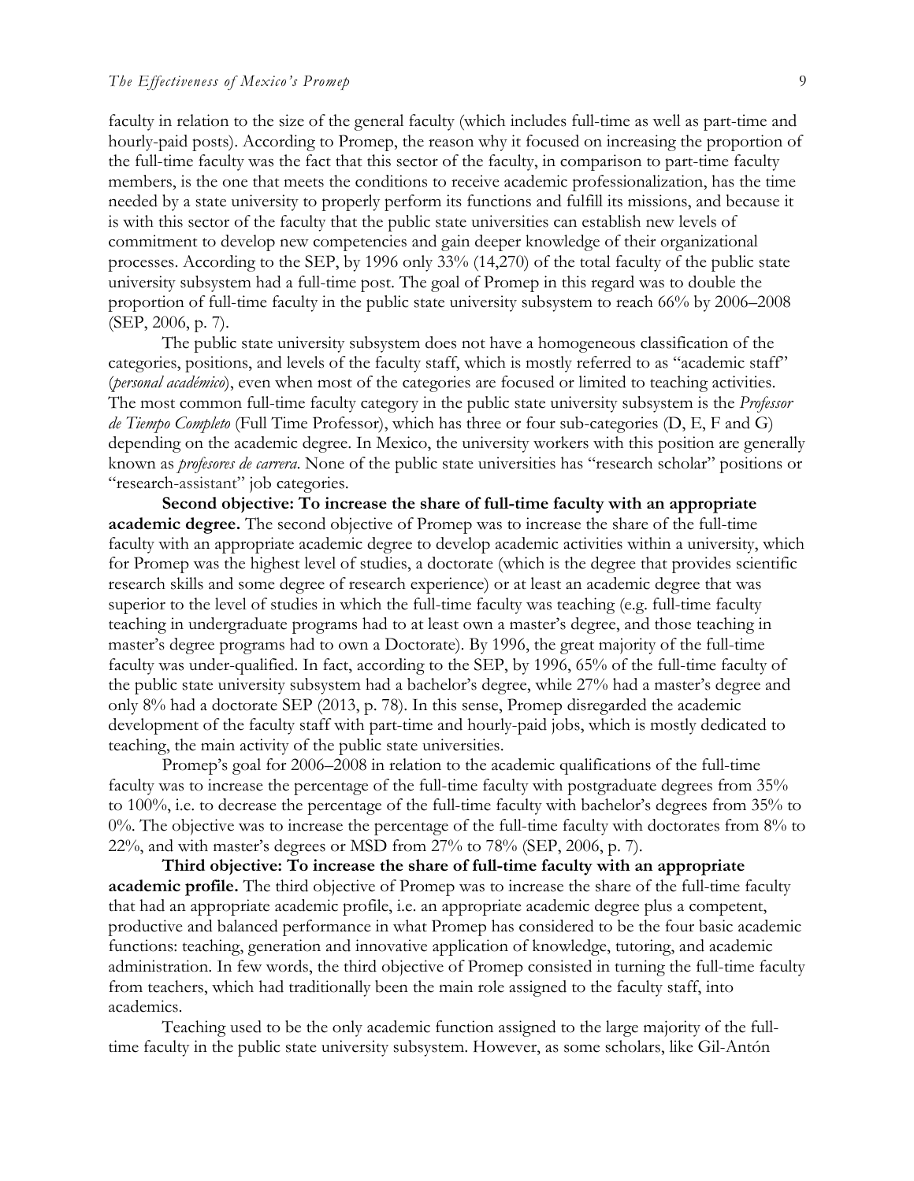faculty in relation to the size of the general faculty (which includes full-time as well as part-time and hourly-paid posts). According to Promep, the reason why it focused on increasing the proportion of the full-time faculty was the fact that this sector of the faculty, in comparison to part-time faculty members, is the one that meets the conditions to receive academic professionalization, has the time needed by a state university to properly perform its functions and fulfill its missions, and because it is with this sector of the faculty that the public state universities can establish new levels of commitment to develop new competencies and gain deeper knowledge of their organizational processes. According to the SEP, by 1996 only 33% (14,270) of the total faculty of the public state university subsystem had a full-time post. The goal of Promep in this regard was to double the proportion of full-time faculty in the public state university subsystem to reach 66% by 2006–2008 (SEP, 2006, p. 7).

The public state university subsystem does not have a homogeneous classification of the categories, positions, and levels of the faculty staff, which is mostly referred to as "academic staff" (*personal académico*), even when most of the categories are focused or limited to teaching activities. The most common full-time faculty category in the public state university subsystem is the *Professor de Tiempo Completo* (Full Time Professor), which has three or four sub-categories (D, E, F and G) depending on the academic degree. In Mexico, the university workers with this position are generally known as *profesores de carrera*. None of the public state universities has "research scholar" positions or "research-assistant" job categories.

**Second objective: To increase the share of full-time faculty with an appropriate academic degree.** The second objective of Promep was to increase the share of the full-time faculty with an appropriate academic degree to develop academic activities within a university, which for Promep was the highest level of studies, a doctorate (which is the degree that provides scientific research skills and some degree of research experience) or at least an academic degree that was superior to the level of studies in which the full-time faculty was teaching (e.g. full-time faculty teaching in undergraduate programs had to at least own a master's degree, and those teaching in master's degree programs had to own a Doctorate). By 1996, the great majority of the full-time faculty was under-qualified. In fact, according to the SEP, by 1996, 65% of the full-time faculty of the public state university subsystem had a bachelor's degree, while 27% had a master's degree and only 8% had a doctorate SEP (2013, p. 78). In this sense, Promep disregarded the academic development of the faculty staff with part-time and hourly-paid jobs, which is mostly dedicated to teaching, the main activity of the public state universities.

Promep's goal for 2006–2008 in relation to the academic qualifications of the full-time faculty was to increase the percentage of the full-time faculty with postgraduate degrees from 35% to 100%, i.e. to decrease the percentage of the full-time faculty with bachelor's degrees from 35% to 0%. The objective was to increase the percentage of the full-time faculty with doctorates from 8% to 22%, and with master's degrees or MSD from 27% to 78% (SEP, 2006, p. 7).

**Third objective: To increase the share of full-time faculty with an appropriate academic profile.** The third objective of Promep was to increase the share of the full-time faculty that had an appropriate academic profile, i.e. an appropriate academic degree plus a competent, productive and balanced performance in what Promep has considered to be the four basic academic functions: teaching, generation and innovative application of knowledge, tutoring, and academic administration. In few words, the third objective of Promep consisted in turning the full-time faculty from teachers, which had traditionally been the main role assigned to the faculty staff, into academics.

Teaching used to be the only academic function assigned to the large majority of the full-time faculty in the public state university subsystem. However, as some scholars, like Gil-Antón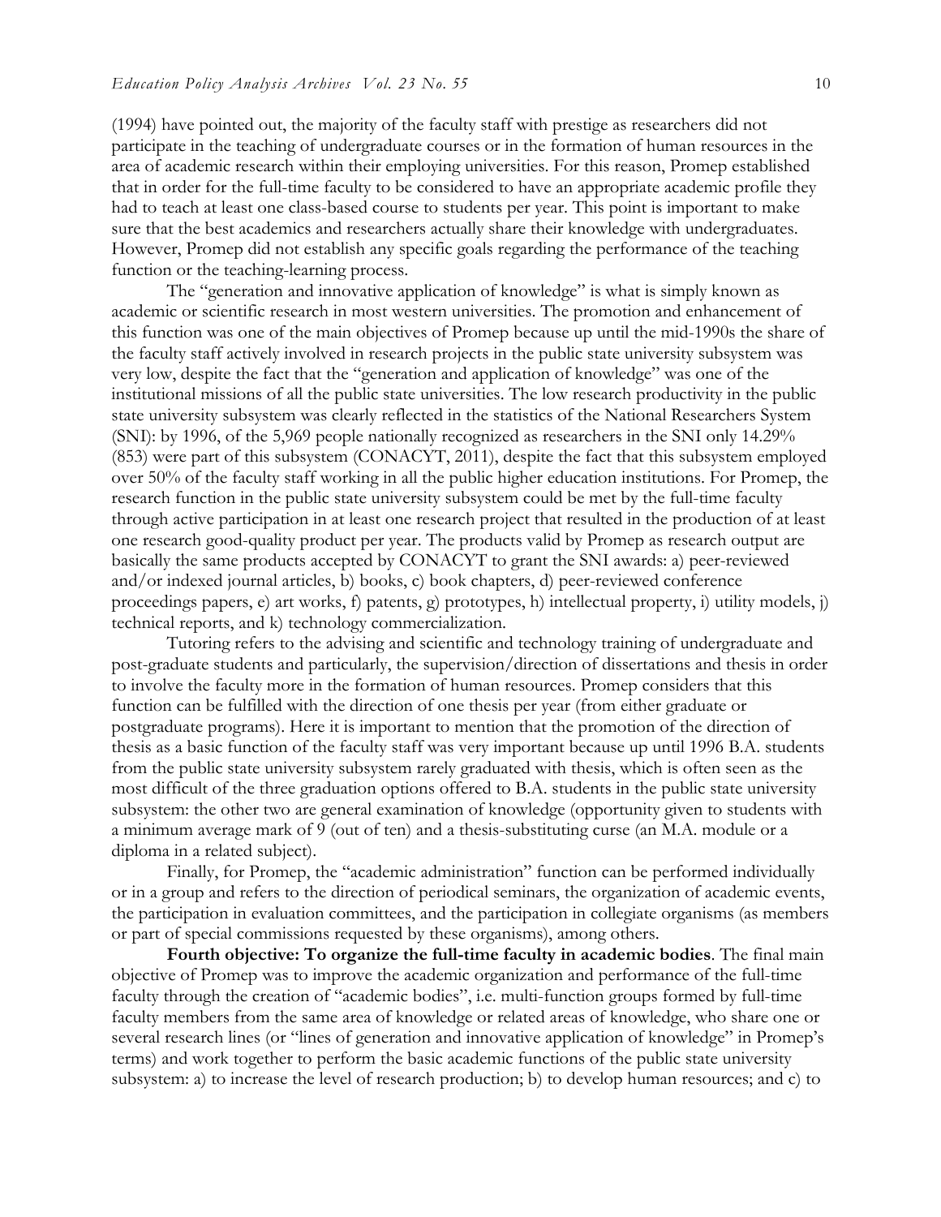(1994) have pointed out, the majority of the faculty staff with prestige as researchers did not participate in the teaching of undergraduate courses or in the formation of human resources in the area of academic research within their employing universities. For this reason, Promep established that in order for the full-time faculty to be considered to have an appropriate academic profile they had to teach at least one class-based course to students per year. This point is important to make sure that the best academics and researchers actually share their knowledge with undergraduates. However, Promep did not establish any specific goals regarding the performance of the teaching function or the teaching-learning process.

The "generation and innovative application of knowledge" is what is simply known as academic or scientific research in most western universities. The promotion and enhancement of this function was one of the main objectives of Promep because up until the mid-1990s the share of the faculty staff actively involved in research projects in the public state university subsystem was very low, despite the fact that the "generation and application of knowledge" was one of the institutional missions of all the public state universities. The low research productivity in the public state university subsystem was clearly reflected in the statistics of the National Researchers System (SNI): by 1996, of the 5,969 people nationally recognized as researchers in the SNI only 14.29% (853) were part of this subsystem (CONACYT, 2011), despite the fact that this subsystem employed over 50% of the faculty staff working in all the public higher education institutions. For Promep, the research function in the public state university subsystem could be met by the full-time faculty through active participation in at least one research project that resulted in the production of at least one research good-quality product per year. The products valid by Promep as research output are basically the same products accepted by CONACYT to grant the SNI awards: a) peer-reviewed and/or indexed journal articles, b) books, c) book chapters, d) peer-reviewed conference proceedings papers, e) art works, f) patents, g) prototypes, h) intellectual property, i) utility models, j) technical reports, and k) technology commercialization.

Tutoring refers to the advising and scientific and technology training of undergraduate and post-graduate students and particularly, the supervision/direction of dissertations and thesis in order to involve the faculty more in the formation of human resources. Promep considers that this function can be fulfilled with the direction of one thesis per year (from either graduate or postgraduate programs). Here it is important to mention that the promotion of the direction of thesis as a basic function of the faculty staff was very important because up until 1996 B.A. students from the public state university subsystem rarely graduated with thesis, which is often seen as the most difficult of the three graduation options offered to B.A. students in the public state university subsystem: the other two are general examination of knowledge (opportunity given to students with a minimum average mark of 9 (out of ten) and a thesis-substituting curse (an M.A. module or a diploma in a related subject).

Finally, for Promep, the "academic administration" function can be performed individually or in a group and refers to the direction of periodical seminars, the organization of academic events, the participation in evaluation committees, and the participation in collegiate organisms (as members or part of special commissions requested by these organisms), among others.

**Fourth objective: To organize the full-time faculty in academic bodies**. The final main objective of Promep was to improve the academic organization and performance of the full-time faculty through the creation of "academic bodies", i.e. multi-function groups formed by full-time faculty members from the same area of knowledge or related areas of knowledge, who share one or several research lines (or "lines of generation and innovative application of knowledge" in Promep's terms) and work together to perform the basic academic functions of the public state university subsystem: a) to increase the level of research production; b) to develop human resources; and c) to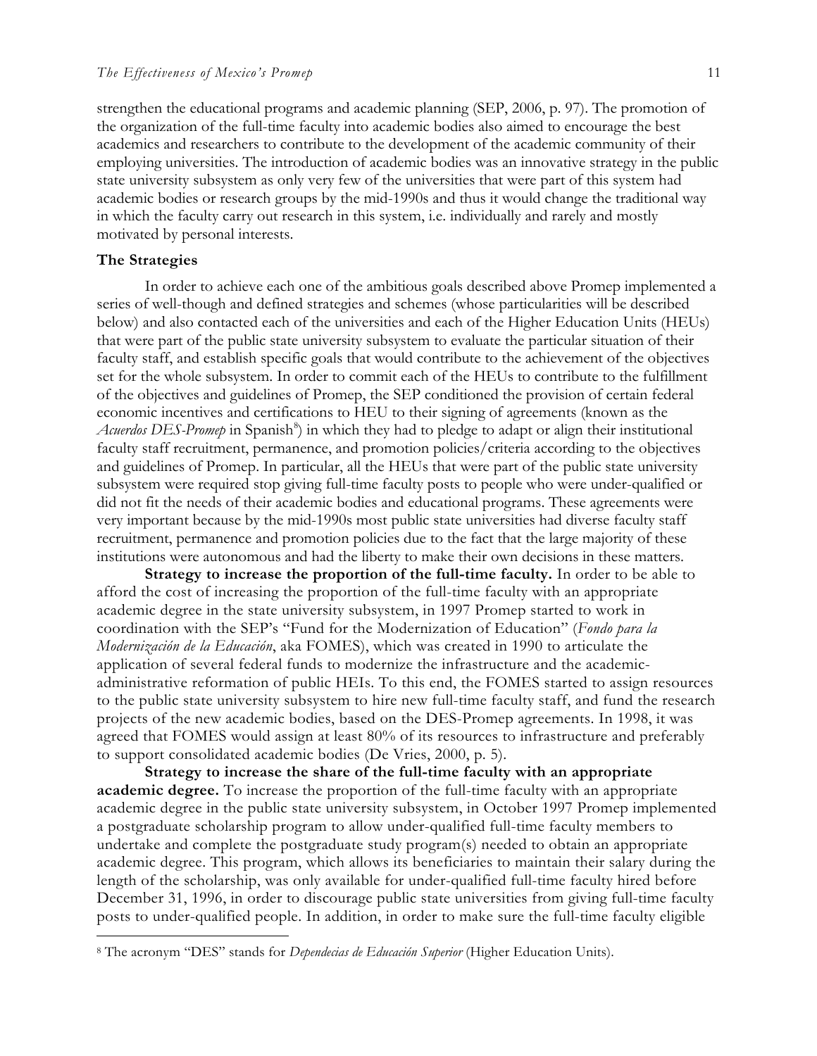strengthen the educational programs and academic planning (SEP, 2006, p. 97). The promotion of the organization of the full-time faculty into academic bodies also aimed to encourage the best academics and researchers to contribute to the development of the academic community of their employing universities. The introduction of academic bodies was an innovative strategy in the public state university subsystem as only very few of the universities that were part of this system had academic bodies or research groups by the mid-1990s and thus it would change the traditional way in which the faculty carry out research in this system, i.e. individually and rarely and mostly motivated by personal interests.

### The Strategies

In order to achieve each one of the ambitious goals described above Promep implemented a series of well-though and defined strategies and schemes (whose particularities will be described below) and also contacted each of the universities and each of the Higher Education Units (HEUs) that were part of the public state university subsystem to evaluate the particular situation of their faculty staff, and establish specific goals that would contribute to the achievement of the objectives set for the whole subsystem. In order to commit each of the HEUs to contribute to the fulfillment of the objectives and guidelines of Promep, the SEP conditioned the provision of certain federal economic incentives and certifications to HEU to their signing of agreements (known as the *Acuerdos DES-Promep* in Spanish[8]) in which they had to pledge to adapt or align their institutional faculty staff recruitment, permanence, and promotion policies/criteria according to the objectives and guidelines of Promep. In particular, all the HEUs that were part of the public state university subsystem were required stop giving full-time faculty posts to people who were under-qualified or did not fit the needs of their academic bodies and educational programs. These agreements were very important because by the mid-1990s most public state universities had diverse faculty staff recruitment, permanence and promotion policies due to the fact that the large majority of these institutions were autonomous and had the liberty to make their own decisions in these matters.

**Strategy to increase the proportion of the full-time faculty.** In order to be able to afford the cost of increasing the proportion of the full-time faculty with an appropriate academic degree in the state university subsystem, in 1997 Promep started to work in coordination with the SEP's "Fund for the Modernization of Education" (*Fondo para la Modernización de la Educación*, aka FOMES), which was created in 1990 to articulate the application of several federal funds to modernize the infrastructure and the academic-administrative reformation of public HEIs. To this end, the FOMES started to assign resources to the public state university subsystem to hire new full-time faculty staff, and fund the research projects of the new academic bodies, based on the DES-Promep agreements. In 1998, it was agreed that FOMES would assign at least 80% of its resources to infrastructure and preferably to support consolidated academic bodies (De Vries, 2000, p. 5).

**Strategy to increase the share of the full-time faculty with an appropriate academic degree.** To increase the proportion of the full-time faculty with an appropriate academic degree in the public state university subsystem, in October 1997 Promep implemented a postgraduate scholarship program to allow under-qualified full-time faculty members to undertake and complete the postgraduate study program(s) needed to obtain an appropriate academic degree. This program, which allows its beneficiaries to maintain their salary during the length of the scholarship, was only available for under-qualified full-time faculty hired before December 31, 1996, in order to discourage public state universities from giving full-time faculty posts to under-qualified people. In addition, in order to make sure the full-time faculty eligible

[8] The acronym "DES" stands for *Dependecias de Educación Superior* (Higher Education Units).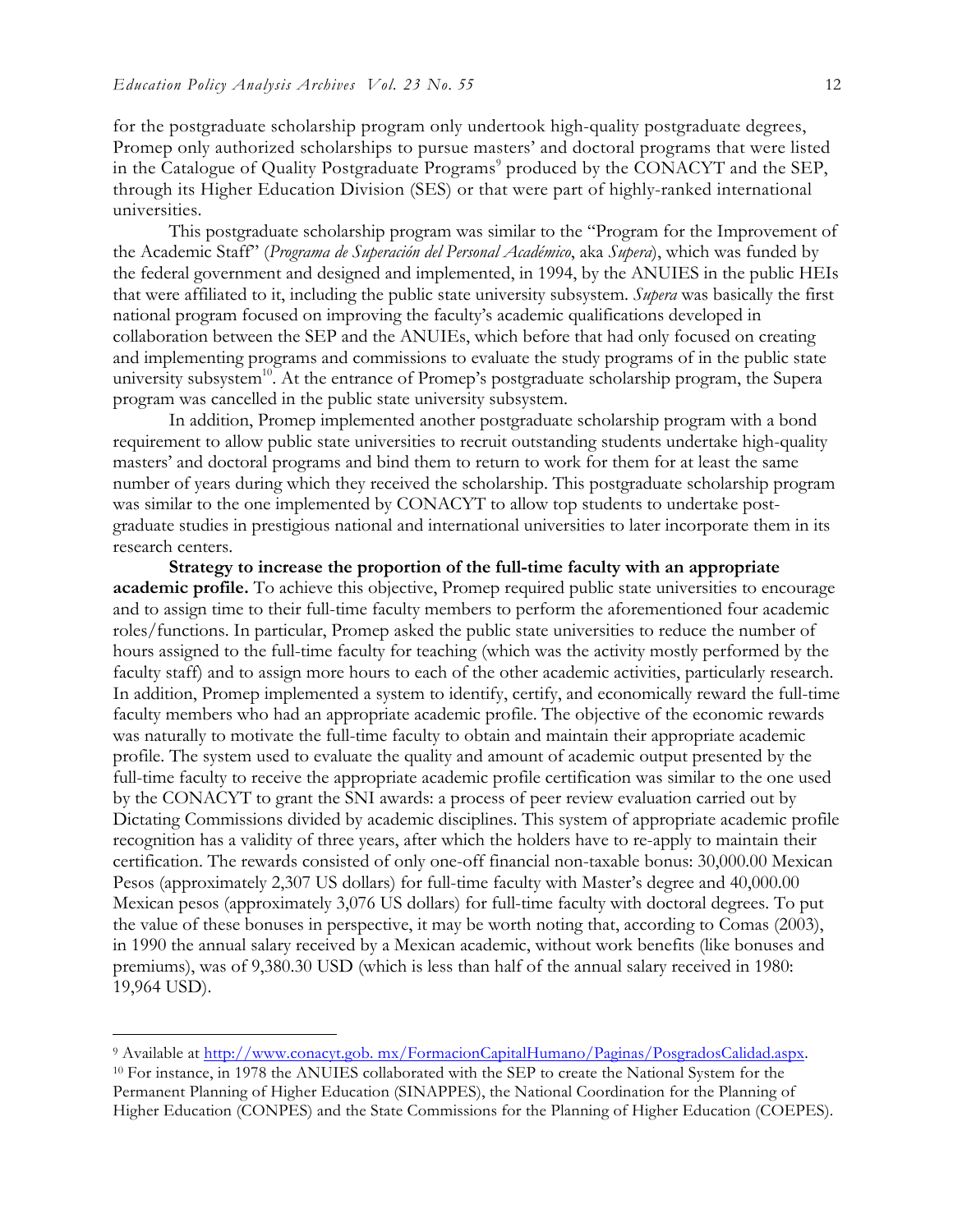for the postgraduate scholarship program only undertook high-quality postgraduate degrees, Promep only authorized scholarships to pursue masters' and doctoral programs that were listed in the Catalogue of Quality Postgraduate Programs[9] produced by the CONACYT and the SEP, through its Higher Education Division (SES) or that were part of highly-ranked international universities.

This postgraduate scholarship program was similar to the "Program for the Improvement of the Academic Staff" (*Programa de Superación del Personal Académico*, aka *Supera*), which was funded by the federal government and designed and implemented, in 1994, by the ANUIES in the public HEIs that were affiliated to it, including the public state university subsystem. *Supera* was basically the first national program focused on improving the faculty's academic qualifications developed in collaboration between the SEP and the ANUIEs, which before that had only focused on creating and implementing programs and commissions to evaluate the study programs of in the public state university subsystem[10]. At the entrance of Promep's postgraduate scholarship program, the Supera program was cancelled in the public state university subsystem.

In addition, Promep implemented another postgraduate scholarship program with a bond requirement to allow public state universities to recruit outstanding students undertake high-quality masters' and doctoral programs and bind them to return to work for them for at least the same number of years during which they received the scholarship. This postgraduate scholarship program was similar to the one implemented by CONACYT to allow top students to undertake post-graduate studies in prestigious national and international universities to later incorporate them in its research centers.

**Strategy to increase the proportion of the full-time faculty with an appropriate academic profile.** To achieve this objective, Promep required public state universities to encourage and to assign time to their full-time faculty members to perform the aforementioned four academic roles/functions. In particular, Promep asked the public state universities to reduce the number of hours assigned to the full-time faculty for teaching (which was the activity mostly performed by the faculty staff) and to assign more hours to each of the other academic activities, particularly research. In addition, Promep implemented a system to identify, certify, and economically reward the full-time faculty members who had an appropriate academic profile. The objective of the economic rewards was naturally to motivate the full-time faculty to obtain and maintain their appropriate academic profile. The system used to evaluate the quality and amount of academic output presented by the full-time faculty to receive the appropriate academic profile certification was similar to the one used by the CONACYT to grant the SNI awards: a process of peer review evaluation carried out by Dictating Commissions divided by academic disciplines. This system of appropriate academic profile recognition has a validity of three years, after which the holders have to re-apply to maintain their certification. The rewards consisted of only one-off financial non-taxable bonus: 30,000.00 Mexican Pesos (approximately 2,307 US dollars) for full-time faculty with Master's degree and 40,000.00 Mexican pesos (approximately 3,076 US dollars) for full-time faculty with doctoral degrees. To put the value of these bonuses in perspective, it may be worth noting that, according to Comas (2003), in 1990 the annual salary received by a Mexican academic, without work benefits (like bonuses and premiums), was of 9,380.30 USD (which is less than half of the annual salary received in 1980: 19,964 USD).

---

[9] Available at http://www.conacyt.gob. mx/FormacionCapitalHumano/Paginas/PosgradosCalidad.aspx.

[10] For instance, in 1978 the ANUIES collaborated with the SEP to create the National System for the Permanent Planning of Higher Education (SINAPPES), the National Coordination for the Planning of Higher Education (CONPES) and the State Commissions for the Planning of Higher Education (COEPES).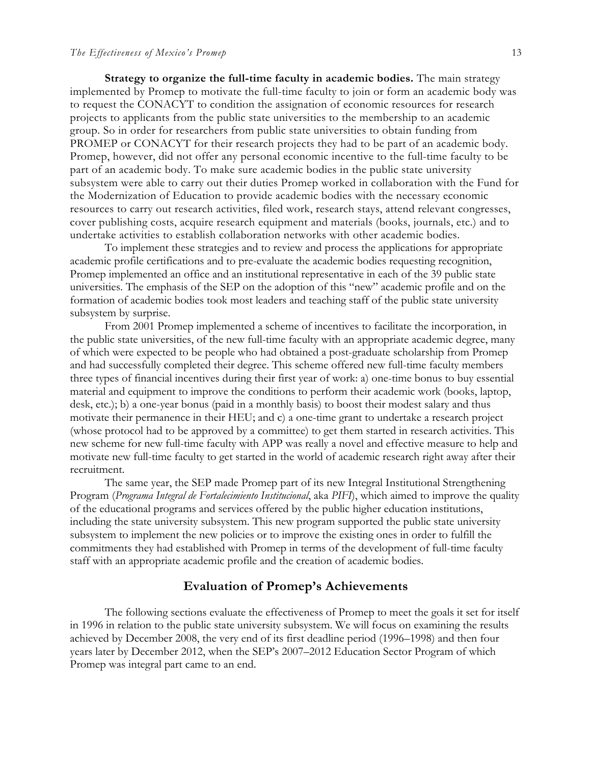**Strategy to organize the full-time faculty in academic bodies.** The main strategy implemented by Promep to motivate the full-time faculty to join or form an academic body was to request the CONACYT to condition the assignation of economic resources for research projects to applicants from the public state universities to the membership to an academic group. So in order for researchers from public state universities to obtain funding from PROMEP or CONACYT for their research projects they had to be part of an academic body. Promep, however, did not offer any personal economic incentive to the full-time faculty to be part of an academic body. To make sure academic bodies in the public state university subsystem were able to carry out their duties Promep worked in collaboration with the Fund for the Modernization of Education to provide academic bodies with the necessary economic resources to carry out research activities, filed work, research stays, attend relevant congresses, cover publishing costs, acquire research equipment and materials (books, journals, etc.) and to undertake activities to establish collaboration networks with other academic bodies.

To implement these strategies and to review and process the applications for appropriate academic profile certifications and to pre-evaluate the academic bodies requesting recognition, Promep implemented an office and an institutional representative in each of the 39 public state universities. The emphasis of the SEP on the adoption of this "new" academic profile and on the formation of academic bodies took most leaders and teaching staff of the public state university subsystem by surprise.

From 2001 Promep implemented a scheme of incentives to facilitate the incorporation, in the public state universities, of the new full-time faculty with an appropriate academic degree, many of which were expected to be people who had obtained a post-graduate scholarship from Promep and had successfully completed their degree. This scheme offered new full-time faculty members three types of financial incentives during their first year of work: a) one-time bonus to buy essential material and equipment to improve the conditions to perform their academic work (books, laptop, desk, etc.); b) a one-year bonus (paid in a monthly basis) to boost their modest salary and thus motivate their permanence in their HEU; and c) a one-time grant to undertake a research project (whose protocol had to be approved by a committee) to get them started in research activities. This new scheme for new full-time faculty with APP was really a novel and effective measure to help and motivate new full-time faculty to get started in the world of academic research right away after their recruitment.

The same year, the SEP made Promep part of its new Integral Institutional Strengthening Program (*Programa Integral de Fortalecimiento Institucional*, aka *PIFI*), which aimed to improve the quality of the educational programs and services offered by the public higher education institutions, including the state university subsystem. This new program supported the public state university subsystem to implement the new policies or to improve the existing ones in order to fulfill the commitments they had established with Promep in terms of the development of full-time faculty staff with an appropriate academic profile and the creation of academic bodies.

## Evaluation of Promep's Achievements

The following sections evaluate the effectiveness of Promep to meet the goals it set for itself in 1996 in relation to the public state university subsystem. We will focus on examining the results achieved by December 2008, the very end of its first deadline period (1996–1998) and then four years later by December 2012, when the SEP's 2007–2012 Education Sector Program of which Promep was integral part came to an end.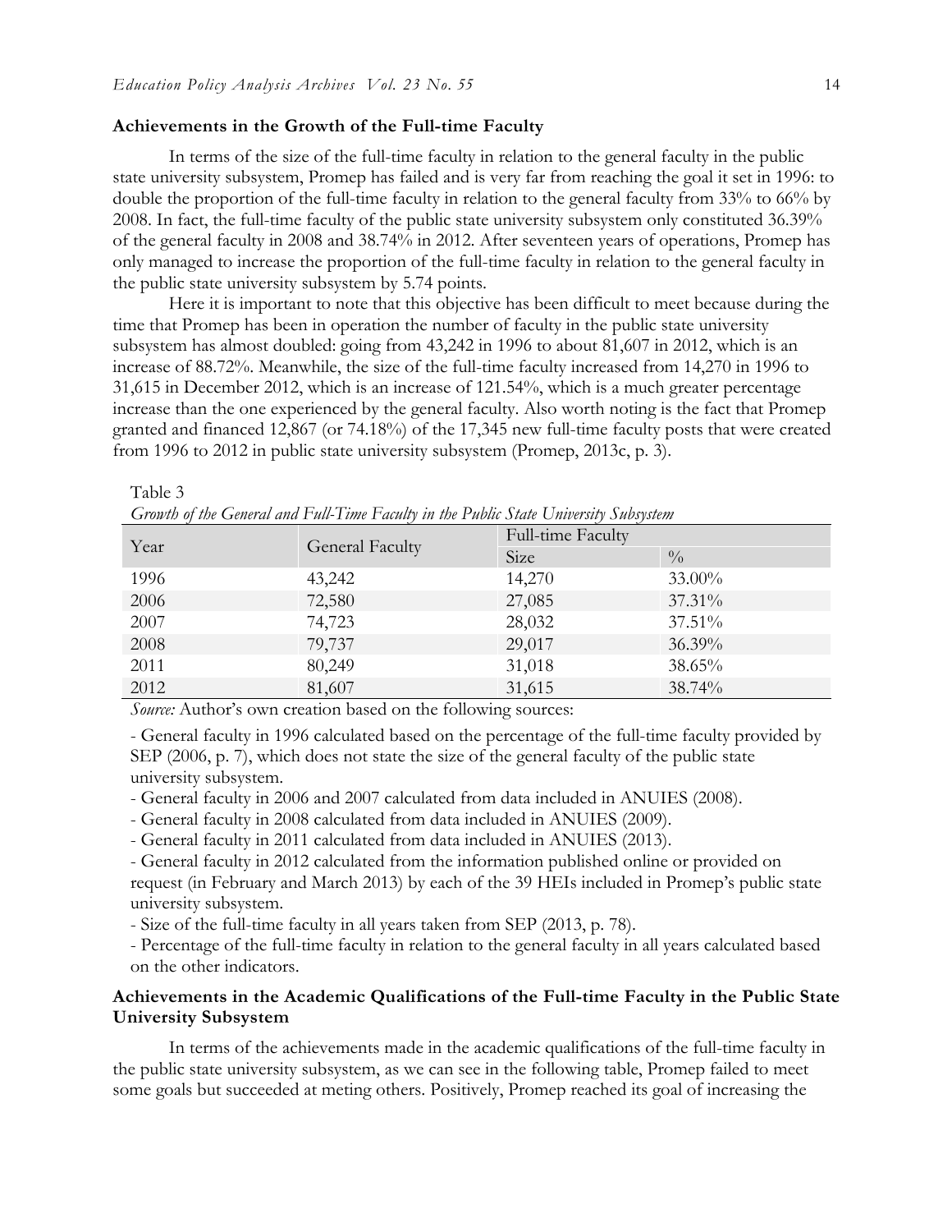### Achievements in the Growth of the Full-time Faculty

In terms of the size of the full-time faculty in relation to the general faculty in the public state university subsystem, Promep has failed and is very far from reaching the goal it set in 1996: to double the proportion of the full-time faculty in relation to the general faculty from 33% to 66% by 2008. In fact, the full-time faculty of the public state university subsystem only constituted 36.39% of the general faculty in 2008 and 38.74% in 2012. After seventeen years of operations, Promep has only managed to increase the proportion of the full-time faculty in relation to the general faculty in the public state university subsystem by 5.74 points.

Here it is important to note that this objective has been difficult to meet because during the time that Promep has been in operation the number of faculty in the public state university subsystem has almost doubled: going from 43,242 in 1996 to about 81,607 in 2012, which is an increase of 88.72%. Meanwhile, the size of the full-time faculty increased from 14,270 in 1996 to 31,615 in December 2012, which is an increase of 121.54%, which is a much greater percentage increase than the one experienced by the general faculty. Also worth noting is the fact that Promep granted and financed 12,867 (or 74.18%) of the 17,345 new full-time faculty posts that were created from 1996 to 2012 in public state university subsystem (Promep, 2013c, p. 3).

Table 3
*Growth of the General and Full-Time Faculty in the Public State University Subsystem*

| Year | General Faculty | Full-time Faculty | |
|---|---|---|---|
| | | Size | % |
| 1996 | 43,242 | 14,270 | 33.00% |
| 2006 | 72,580 | 27,085 | 37.31% |
| 2007 | 74,723 | 28,032 | 37.51% |
| 2008 | 79,737 | 29,017 | 36.39% |
| 2011 | 80,249 | 31,018 | 38.65% |
| 2012 | 81,607 | 31,615 | 38.74% |

*Source:* Author's own creation based on the following sources:

- General faculty in 1996 calculated based on the percentage of the full-time faculty provided by SEP (2006, p. 7), which does not state the size of the general faculty of the public state university subsystem.
- General faculty in 2006 and 2007 calculated from data included in ANUIES (2008).
- General faculty in 2008 calculated from data included in ANUIES (2009).
- General faculty in 2011 calculated from data included in ANUIES (2013).
- General faculty in 2012 calculated from the information published online or provided on request (in February and March 2013) by each of the 39 HEIs included in Promep's public state university subsystem.
- Size of the full-time faculty in all years taken from SEP (2013, p. 78).
- Percentage of the full-time faculty in relation to the general faculty in all years calculated based on the other indicators.

### Achievements in the Academic Qualifications of the Full-time Faculty in the Public State University Subsystem

In terms of the achievements made in the academic qualifications of the full-time faculty in the public state university subsystem, as we can see in the following table, Promep failed to meet some goals but succeeded at meting others. Positively, Promep reached its goal of increasing the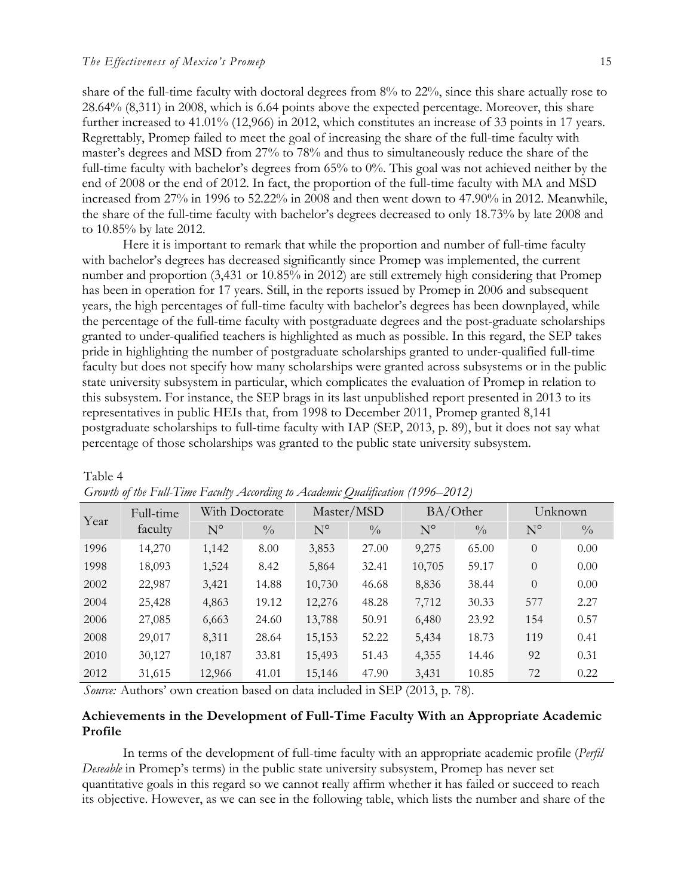share of the full-time faculty with doctoral degrees from 8% to 22%, since this share actually rose to 28.64% (8,311) in 2008, which is 6.64 points above the expected percentage. Moreover, this share further increased to 41.01% (12,966) in 2012, which constitutes an increase of 33 points in 17 years. Regrettably, Promep failed to meet the goal of increasing the share of the full-time faculty with master's degrees and MSD from 27% to 78% and thus to simultaneously reduce the share of the full-time faculty with bachelor's degrees from 65% to 0%. This goal was not achieved neither by the end of 2008 or the end of 2012. In fact, the proportion of the full-time faculty with MA and MSD increased from 27% in 1996 to 52.22% in 2008 and then went down to 47.90% in 2012. Meanwhile, the share of the full-time faculty with bachelor's degrees decreased to only 18.73% by late 2008 and to 10.85% by late 2012.

Here it is important to remark that while the proportion and number of full-time faculty with bachelor's degrees has decreased significantly since Promep was implemented, the current number and proportion (3,431 or 10.85% in 2012) are still extremely high considering that Promep has been in operation for 17 years. Still, in the reports issued by Promep in 2006 and subsequent years, the high percentages of full-time faculty with bachelor's degrees has been downplayed, while the percentage of the full-time faculty with postgraduate degrees and the post-graduate scholarships granted to under-qualified teachers is highlighted as much as possible. In this regard, the SEP takes pride in highlighting the number of postgraduate scholarships granted to under-qualified full-time faculty but does not specify how many scholarships were granted across subsystems or in the public state university subsystem in particular, which complicates the evaluation of Promep in relation to this subsystem. For instance, the SEP brags in its last unpublished report presented in 2013 to its representatives in public HEIs that, from 1998 to December 2011, Promep granted 8,141 postgraduate scholarships to full-time faculty with IAP (SEP, 2013, p. 89), but it does not say what percentage of those scholarships was granted to the public state university subsystem.

Table 4

*Growth of the Full-Time Faculty According to Academic Qualification (1996–2012)*

| Year | Full-time faculty | With Doctorate | | Master/MSD | | BA/Other | | Unknown | |
|---|---|---|---|---|---|---|---|---|---|
| | | N° | % | N° | % | N° | % | N° | % |
| 1996 | 14,270 | 1,142 | 8.00 | 3,853 | 27.00 | 9,275 | 65.00 | 0 | 0.00 |
| 1998 | 18,093 | 1,524 | 8.42 | 5,864 | 32.41 | 10,705 | 59.17 | 0 | 0.00 |
| 2002 | 22,987 | 3,421 | 14.88 | 10,730 | 46.68 | 8,836 | 38.44 | 0 | 0.00 |
| 2004 | 25,428 | 4,863 | 19.12 | 12,276 | 48.28 | 7,712 | 30.33 | 577 | 2.27 |
| 2006 | 27,085 | 6,663 | 24.60 | 13,788 | 50.91 | 6,480 | 23.92 | 154 | 0.57 |
| 2008 | 29,017 | 8,311 | 28.64 | 15,153 | 52.22 | 5,434 | 18.73 | 119 | 0.41 |
| 2010 | 30,127 | 10,187 | 33.81 | 15,493 | 51.43 | 4,355 | 14.46 | 92 | 0.31 |
| 2012 | 31,615 | 12,966 | 41.01 | 15,146 | 47.90 | 3,431 | 10.85 | 72 | 0.22 |

*Source:* Authors' own creation based on data included in SEP (2013, p. 78).

### Achievements in the Development of Full-Time Faculty With an Appropriate Academic Profile

In terms of the development of full-time faculty with an appropriate academic profile (*Perfil Deseable* in Promep's terms) in the public state university subsystem, Promep has never set quantitative goals in this regard so we cannot really affirm whether it has failed or succeed to reach its objective. However, as we can see in the following table, which lists the number and share of the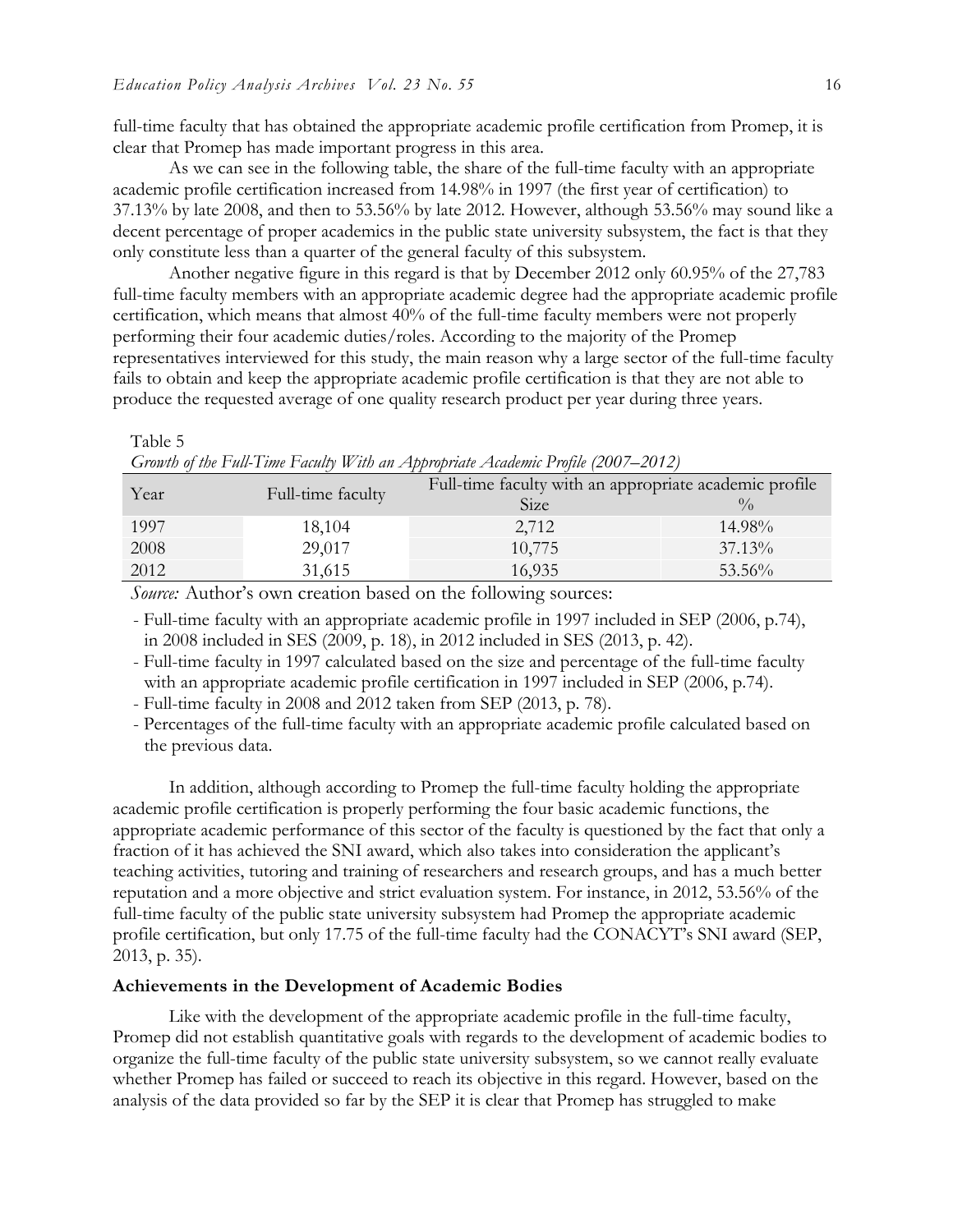full-time faculty that has obtained the appropriate academic profile certification from Promep, it is clear that Promep has made important progress in this area.

As we can see in the following table, the share of the full-time faculty with an appropriate academic profile certification increased from 14.98% in 1997 (the first year of certification) to 37.13% by late 2008, and then to 53.56% by late 2012. However, although 53.56% may sound like a decent percentage of proper academics in the public state university subsystem, the fact is that they only constitute less than a quarter of the general faculty of this subsystem.

Another negative figure in this regard is that by December 2012 only 60.95% of the 27,783 full-time faculty members with an appropriate academic degree had the appropriate academic profile certification, which means that almost 40% of the full-time faculty members were not properly performing their four academic duties/roles. According to the majority of the Promep representatives interviewed for this study, the main reason why a large sector of the full-time faculty fails to obtain and keep the appropriate academic profile certification is that they are not able to produce the requested average of one quality research product per year during three years.

Table 5
*Growth of the Full-Time Faculty With an Appropriate Academic Profile (2007–2012)*

| Year | Full-time faculty | Full-time faculty with an appropriate academic profile | |
|---|---|---|---|
| | | Size | % |
| 1997 | 18,104 | 2,712 | 14.98% |
| 2008 | 29,017 | 10,775 | 37.13% |
| 2012 | 31,615 | 16,935 | 53.56% |

*Source:* Author's own creation based on the following sources:

- Full-time faculty with an appropriate academic profile in 1997 included in SEP (2006, p.74), in 2008 included in SES (2009, p. 18), in 2012 included in SES (2013, p. 42).
- Full-time faculty in 1997 calculated based on the size and percentage of the full-time faculty with an appropriate academic profile certification in 1997 included in SEP (2006, p.74).
- Full-time faculty in 2008 and 2012 taken from SEP (2013, p. 78).
- Percentages of the full-time faculty with an appropriate academic profile calculated based on the previous data.

In addition, although according to Promep the full-time faculty holding the appropriate academic profile certification is properly performing the four basic academic functions, the appropriate academic performance of this sector of the faculty is questioned by the fact that only a fraction of it has achieved the SNI award, which also takes into consideration the applicant's teaching activities, tutoring and training of researchers and research groups, and has a much better reputation and a more objective and strict evaluation system. For instance, in 2012, 53.56% of the full-time faculty of the public state university subsystem had Promep the appropriate academic profile certification, but only 17.75 of the full-time faculty had the CONACYT's SNI award (SEP, 2013, p. 35).

**Achievements in the Development of Academic Bodies**

Like with the development of the appropriate academic profile in the full-time faculty, Promep did not establish quantitative goals with regards to the development of academic bodies to organize the full-time faculty of the public state university subsystem, so we cannot really evaluate whether Promep has failed or succeed to reach its objective in this regard. However, based on the analysis of the data provided so far by the SEP it is clear that Promep has struggled to make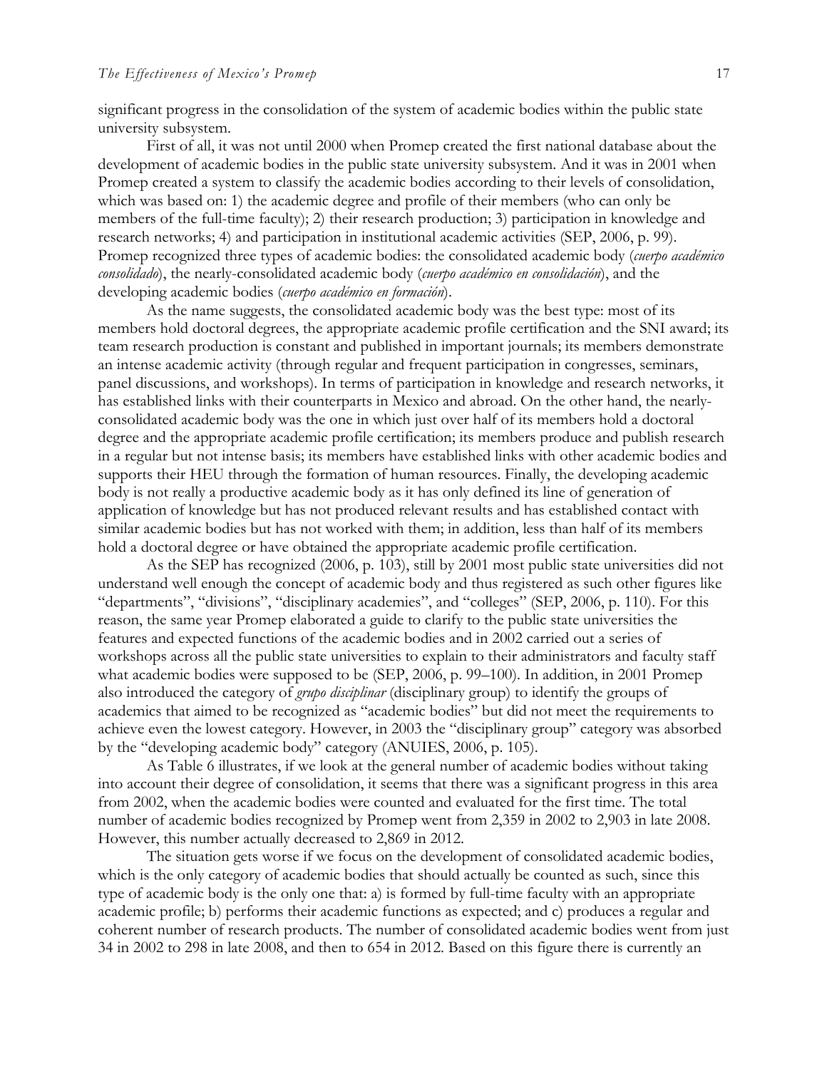significant progress in the consolidation of the system of academic bodies within the public state university subsystem.

First of all, it was not until 2000 when Promep created the first national database about the development of academic bodies in the public state university subsystem. And it was in 2001 when Promep created a system to classify the academic bodies according to their levels of consolidation, which was based on: 1) the academic degree and profile of their members (who can only be members of the full-time faculty); 2) their research production; 3) participation in knowledge and research networks; 4) and participation in institutional academic activities (SEP, 2006, p. 99). Promep recognized three types of academic bodies: the consolidated academic body (*cuerpo académico consolidado*), the nearly-consolidated academic body (*cuerpo académico en consolidación*), and the developing academic bodies (*cuerpo académico en formación*).

As the name suggests, the consolidated academic body was the best type: most of its members hold doctoral degrees, the appropriate academic profile certification and the SNI award; its team research production is constant and published in important journals; its members demonstrate an intense academic activity (through regular and frequent participation in congresses, seminars, panel discussions, and workshops). In terms of participation in knowledge and research networks, it has established links with their counterparts in Mexico and abroad. On the other hand, the nearly-consolidated academic body was the one in which just over half of its members hold a doctoral degree and the appropriate academic profile certification; its members produce and publish research in a regular but not intense basis; its members have established links with other academic bodies and supports their HEU through the formation of human resources. Finally, the developing academic body is not really a productive academic body as it has only defined its line of generation of application of knowledge but has not produced relevant results and has established contact with similar academic bodies but has not worked with them; in addition, less than half of its members hold a doctoral degree or have obtained the appropriate academic profile certification.

As the SEP has recognized (2006, p. 103), still by 2001 most public state universities did not understand well enough the concept of academic body and thus registered as such other figures like "departments", "divisions", "disciplinary academies", and "colleges" (SEP, 2006, p. 110). For this reason, the same year Promep elaborated a guide to clarify to the public state universities the features and expected functions of the academic bodies and in 2002 carried out a series of workshops across all the public state universities to explain to their administrators and faculty staff what academic bodies were supposed to be (SEP, 2006, p. 99–100). In addition, in 2001 Promep also introduced the category of *grupo disciplinar* (disciplinary group) to identify the groups of academics that aimed to be recognized as "academic bodies" but did not meet the requirements to achieve even the lowest category. However, in 2003 the "disciplinary group" category was absorbed by the "developing academic body" category (ANUIES, 2006, p. 105).

As Table 6 illustrates, if we look at the general number of academic bodies without taking into account their degree of consolidation, it seems that there was a significant progress in this area from 2002, when the academic bodies were counted and evaluated for the first time. The total number of academic bodies recognized by Promep went from 2,359 in 2002 to 2,903 in late 2008. However, this number actually decreased to 2,869 in 2012.

The situation gets worse if we focus on the development of consolidated academic bodies, which is the only category of academic bodies that should actually be counted as such, since this type of academic body is the only one that: a) is formed by full-time faculty with an appropriate academic profile; b) performs their academic functions as expected; and c) produces a regular and coherent number of research products. The number of consolidated academic bodies went from just 34 in 2002 to 298 in late 2008, and then to 654 in 2012. Based on this figure there is currently an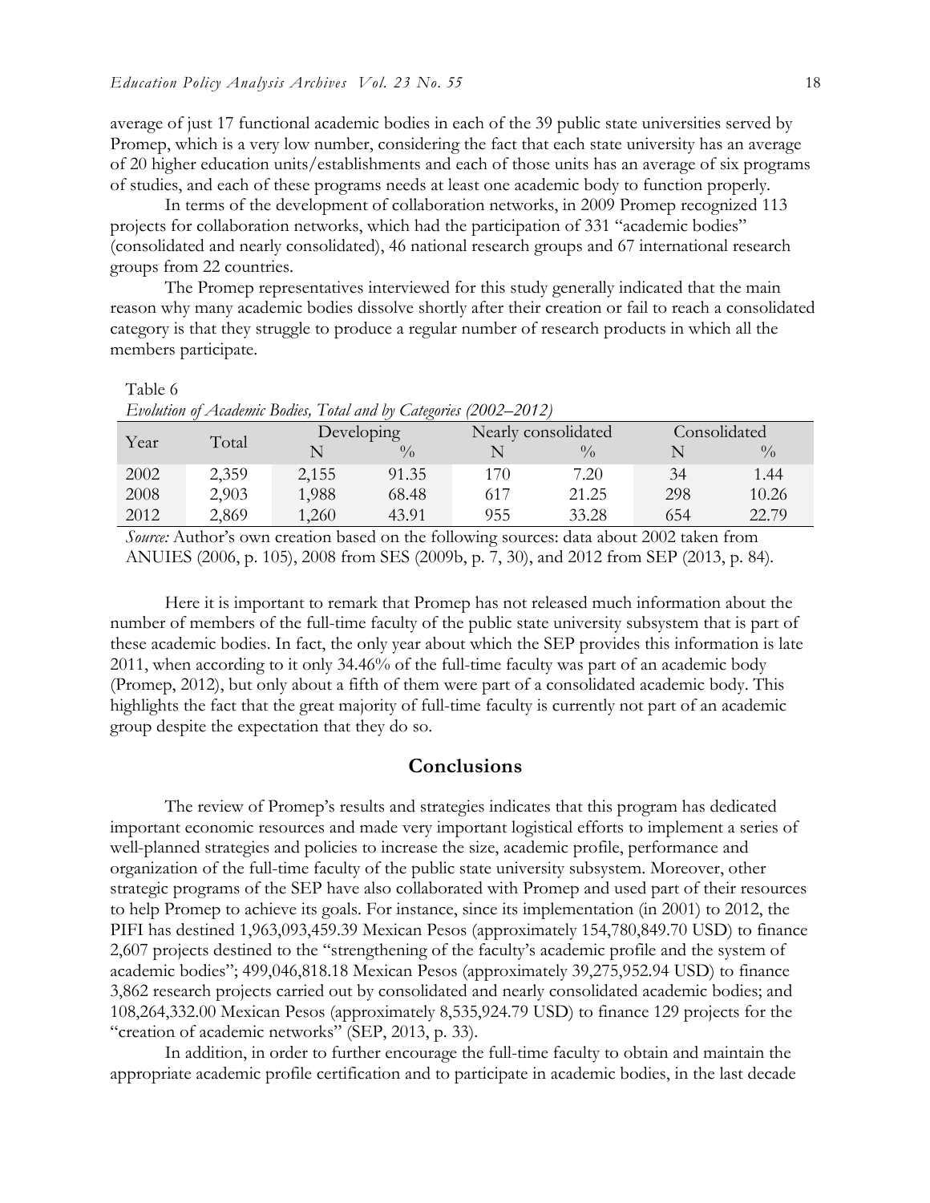average of just 17 functional academic bodies in each of the 39 public state universities served by Promep, which is a very low number, considering the fact that each state university has an average of 20 higher education units/establishments and each of those units has an average of six programs of studies, and each of these programs needs at least one academic body to function properly.

In terms of the development of collaboration networks, in 2009 Promep recognized 113 projects for collaboration networks, which had the participation of 331 "academic bodies" (consolidated and nearly consolidated), 46 national research groups and 67 international research groups from 22 countries.

The Promep representatives interviewed for this study generally indicated that the main reason why many academic bodies dissolve shortly after their creation or fail to reach a consolidated category is that they struggle to produce a regular number of research products in which all the members participate.

Table 6
*Evolution of Academic Bodies, Total and by Categories (2002–2012)*

| Year | Total | Developing | | Nearly consolidated | | Consolidated | |
|---|---|---|---|---|---|---|---|
| | | N | % | N | % | N | % |
| 2002 | 2,359 | 2,155 | 91.35 | 170 | 7.20 | 34 | 1.44 |
| 2008 | 2,903 | 1,988 | 68.48 | 617 | 21.25 | 298 | 10.26 |
| 2012 | 2,869 | 1,260 | 43.91 | 955 | 33.28 | 654 | 22.79 |

*Source:* Author's own creation based on the following sources: data about 2002 taken from ANUIES (2006, p. 105), 2008 from SES (2009b, p. 7, 30), and 2012 from SEP (2013, p. 84).

Here it is important to remark that Promep has not released much information about the number of members of the full-time faculty of the public state university subsystem that is part of these academic bodies. In fact, the only year about which the SEP provides this information is late 2011, when according to it only 34.46% of the full-time faculty was part of an academic body (Promep, 2012), but only about a fifth of them were part of a consolidated academic body. This highlights the fact that the great majority of full-time faculty is currently not part of an academic group despite the expectation that they do so.

## Conclusions

The review of Promep's results and strategies indicates that this program has dedicated important economic resources and made very important logistical efforts to implement a series of well-planned strategies and policies to increase the size, academic profile, performance and organization of the full-time faculty of the public state university subsystem. Moreover, other strategic programs of the SEP have also collaborated with Promep and used part of their resources to help Promep to achieve its goals. For instance, since its implementation (in 2001) to 2012, the PIFI has destined 1,963,093,459.39 Mexican Pesos (approximately 154,780,849.70 USD) to finance 2,607 projects destined to the "strengthening of the faculty's academic profile and the system of academic bodies"; 499,046,818.18 Mexican Pesos (approximately 39,275,952.94 USD) to finance 3,862 research projects carried out by consolidated and nearly consolidated academic bodies; and 108,264,332.00 Mexican Pesos (approximately 8,535,924.79 USD) to finance 129 projects for the "creation of academic networks" (SEP, 2013, p. 33).

In addition, in order to further encourage the full-time faculty to obtain and maintain the appropriate academic profile certification and to participate in academic bodies, in the last decade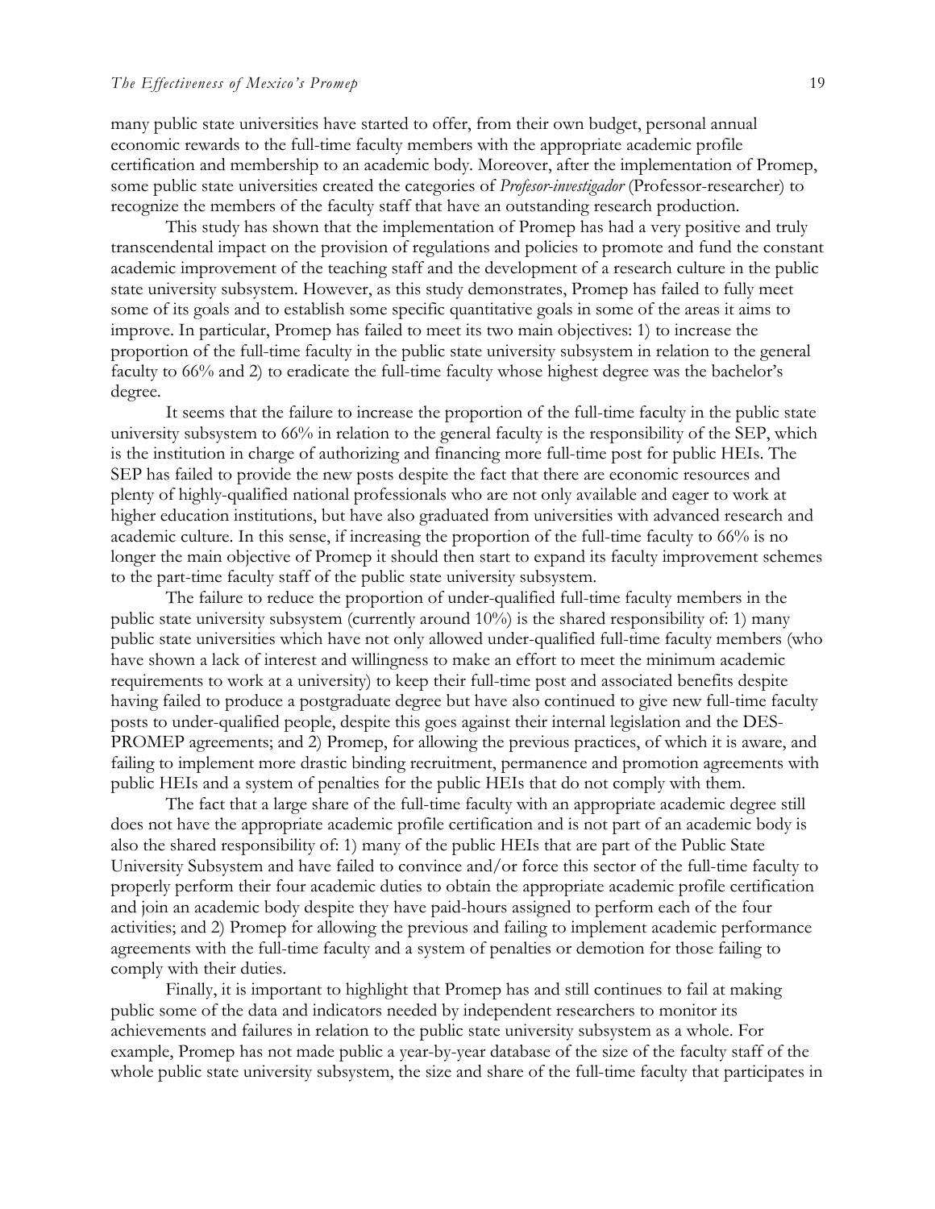many public state universities have started to offer, from their own budget, personal annual economic rewards to the full-time faculty members with the appropriate academic profile certification and membership to an academic body. Moreover, after the implementation of Promep, some public state universities created the categories of *Profesor-investigador* (Professor-researcher) to recognize the members of the faculty staff that have an outstanding research production.

This study has shown that the implementation of Promep has had a very positive and truly transcendental impact on the provision of regulations and policies to promote and fund the constant academic improvement of the teaching staff and the development of a research culture in the public state university subsystem. However, as this study demonstrates, Promep has failed to fully meet some of its goals and to establish some specific quantitative goals in some of the areas it aims to improve. In particular, Promep has failed to meet its two main objectives: 1) to increase the proportion of the full-time faculty in the public state university subsystem in relation to the general faculty to 66% and 2) to eradicate the full-time faculty whose highest degree was the bachelor's degree.

It seems that the failure to increase the proportion of the full-time faculty in the public state university subsystem to 66% in relation to the general faculty is the responsibility of the SEP, which is the institution in charge of authorizing and financing more full-time post for public HEIs. The SEP has failed to provide the new posts despite the fact that there are economic resources and plenty of highly-qualified national professionals who are not only available and eager to work at higher education institutions, but have also graduated from universities with advanced research and academic culture. In this sense, if increasing the proportion of the full-time faculty to 66% is no longer the main objective of Promep it should then start to expand its faculty improvement schemes to the part-time faculty staff of the public state university subsystem.

The failure to reduce the proportion of under-qualified full-time faculty members in the public state university subsystem (currently around 10%) is the shared responsibility of: 1) many public state universities which have not only allowed under-qualified full-time faculty members (who have shown a lack of interest and willingness to make an effort to meet the minimum academic requirements to work at a university) to keep their full-time post and associated benefits despite having failed to produce a postgraduate degree but have also continued to give new full-time faculty posts to under-qualified people, despite this goes against their internal legislation and the DES-PROMEP agreements; and 2) Promep, for allowing the previous practices, of which it is aware, and failing to implement more drastic binding recruitment, permanence and promotion agreements with public HEIs and a system of penalties for the public HEIs that do not comply with them.

The fact that a large share of the full-time faculty with an appropriate academic degree still does not have the appropriate academic profile certification and is not part of an academic body is also the shared responsibility of: 1) many of the public HEIs that are part of the Public State University Subsystem and have failed to convince and/or force this sector of the full-time faculty to properly perform their four academic duties to obtain the appropriate academic profile certification and join an academic body despite they have paid-hours assigned to perform each of the four activities; and 2) Promep for allowing the previous and failing to implement academic performance agreements with the full-time faculty and a system of penalties or demotion for those failing to comply with their duties.

Finally, it is important to highlight that Promep has and still continues to fail at making public some of the data and indicators needed by independent researchers to monitor its achievements and failures in relation to the public state university subsystem as a whole. For example, Promep has not made public a year-by-year database of the size of the faculty staff of the whole public state university subsystem, the size and share of the full-time faculty that participates in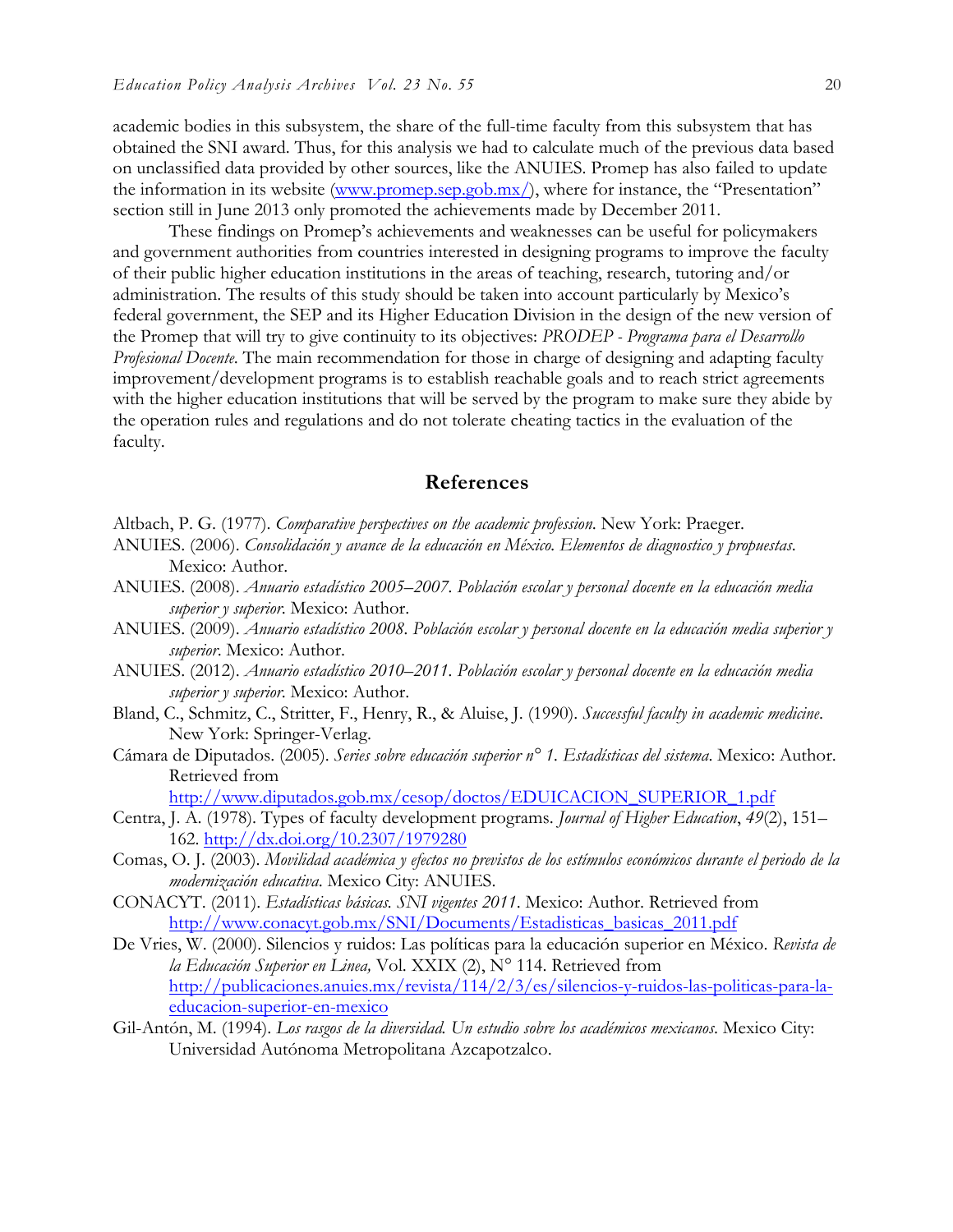academic bodies in this subsystem, the share of the full-time faculty from this subsystem that has obtained the SNI award. Thus, for this analysis we had to calculate much of the previous data based on unclassified data provided by other sources, like the ANUIES. Promep has also failed to update the information in its website (www.promep.sep.gob.mx/), where for instance, the "Presentation" section still in June 2013 only promoted the achievements made by December 2011.

These findings on Promep's achievements and weaknesses can be useful for policymakers and government authorities from countries interested in designing programs to improve the faculty of their public higher education institutions in the areas of teaching, research, tutoring and/or administration. The results of this study should be taken into account particularly by Mexico's federal government, the SEP and its Higher Education Division in the design of the new version of the Promep that will try to give continuity to its objectives: *PRODEP - Programa para el Desarrollo Profesional Docente*. The main recommendation for those in charge of designing and adapting faculty improvement/development programs is to establish reachable goals and to reach strict agreements with the higher education institutions that will be served by the program to make sure they abide by the operation rules and regulations and do not tolerate cheating tactics in the evaluation of the faculty.

## References

Altbach, P. G. (1977). *Comparative perspectives on the academic profession*. New York: Praeger.

ANUIES. (2006). *Consolidación y avance de la educación en México. Elementos de diagnostico y propuestas*. Mexico: Author.

ANUIES. (2008). *Anuario estadístico 2005–2007. Población escolar y personal docente en la educación media superior y superior*. Mexico: Author.

ANUIES. (2009). *Anuario estadístico 2008. Población escolar y personal docente en la educación media superior y superior*. Mexico: Author.

ANUIES. (2012). *Anuario estadístico 2010–2011. Población escolar y personal docente en la educación media superior y superior*. Mexico: Author.

Bland, C., Schmitz, C., Stritter, F., Henry, R., & Aluise, J. (1990). *Successful faculty in academic medicine*. New York: Springer-Verlag.

Cámara de Diputados. (2005). *Series sobre educación superior n° 1. Estadísticas del sistema*. Mexico: Author. Retrieved from http://www.diputados.gob.mx/cesop/doctos/EDUICACION_SUPERIOR_1.pdf

Centra, J. A. (1978). Types of faculty development programs. *Journal of Higher Education*, *49*(2), 151–162. http://dx.doi.org/10.2307/1979280

Comas, O. J. (2003). *Movilidad académica y efectos no previstos de los estímulos económicos durante el periodo de la modernización educativa*. Mexico City: ANUIES.

CONACYT. (2011). *Estadísticas básicas. SNI vigentes 2011*. Mexico: Author. Retrieved from http://www.conacyt.gob.mx/SNI/Documents/Estadisticas_basicas_2011.pdf

De Vries, W. (2000). Silencios y ruidos: Las políticas para la educación superior en México. *Revista de la Educación Superior en Linea,* Vol. XXIX (2), N° 114. Retrieved from http://publicaciones.anuies.mx/revista/114/2/3/es/silencios-y-ruidos-las-politicas-para-la-educacion-superior-en-mexico

Gil-Antón, M. (1994). *Los rasgos de la diversidad. Un estudio sobre los académicos mexicanos*. Mexico City: Universidad Autónoma Metropolitana Azcapotzalco.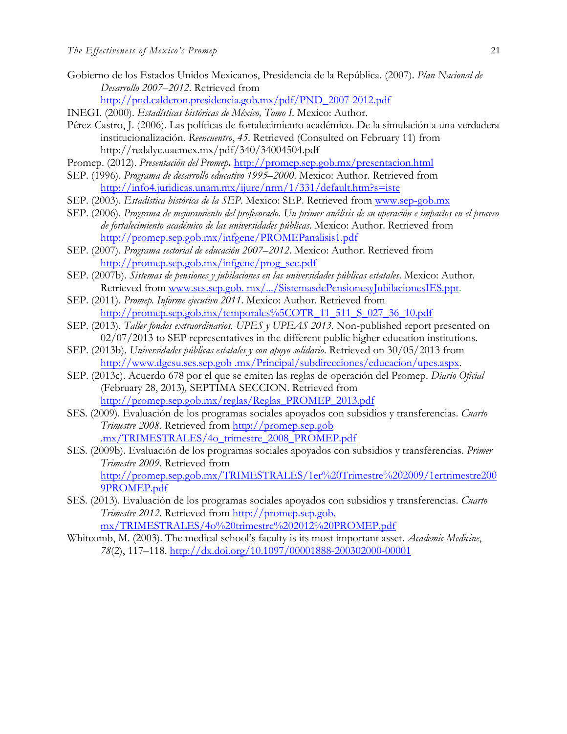Gobierno de los Estados Unidos Mexicanos, Presidencia de la República. (2007). *Plan Nacional de Desarrollo 2007–2012*. Retrieved from http://pnd.calderon.presidencia.gob.mx/pdf/PND_2007-2012.pdf

INEGI. (2000). *Estadísticas históricas de México, Tomo I*. Mexico: Author.

Pérez-Castro, J. (2006). Las políticas de fortalecimiento académico. De la simulación a una verdadera institucionalización. *Reencuentro*, *45*. Retrieved (Consulted on February 11) from http://redalyc.uaemex.mx/pdf/340/34004504.pdf

Promep. (2012). *Presentación del Promep***.** http://promep.sep.gob.mx/presentacion.html

SEP. (1996). *Programa de desarrollo educativo 1995–2000*. Mexico: Author. Retrieved from http://info4.juridicas.unam.mx/ijure/nrm/1/331/default.htm?s=iste

SEP. (2003). *Estadística histórica de la SEP*. Mexico: SEP. Retrieved from www.sep-gob.mx

SEP. (2006). *Programa de mejoramiento del profesorado. Un primer análisis de su operación e impactos en el proceso de fortalecimiento académico de las universidades públicas*. Mexico: Author. Retrieved from http://promep.sep.gob.mx/infgene/PROMEPanalisis1.pdf

SEP. (2007). *Programa sectorial de educación 2007–2012*. Mexico: Author. Retrieved from http://promep.sep.gob.mx/infgene/prog_sec.pdf

SEP. (2007b). *Sistemas de pensiones y jubilaciones en las universidades públicas estatales*. Mexico: Author. Retrieved from www.ses.sep.gob. mx/.../SistemasdePensionesyJubilacionesIES.ppt.

SEP. (2011). *Promep. Informe ejecutivo 2011*. Mexico: Author. Retrieved from http://promep.sep.gob.mx/temporales%5COTR_11_511_S_027_36_10.pdf

SEP. (2013). *Taller fondos extraordinarios. UPES y UPEAS 2013*. Non-published report presented on 02/07/2013 to SEP representatives in the different public higher education institutions.

SEP. (2013b). *Universidades públicas estatales y con apoyo solidario*. Retrieved on 30/05/2013 from http://www.dgesu.ses.sep.gob .mx/Principal/subdirecciones/educacion/upes.aspx.

SEP. (2013c). Acuerdo 678 por el que se emiten las reglas de operación del Promep. *Diario Oficial* (February 28, 2013), SEPTIMA SECCION. Retrieved from http://promep.sep.gob.mx/reglas/Reglas_PROMEP_2013.pdf

SES. (2009). Evaluación de los programas sociales apoyados con subsidios y transferencias. *Cuarto Trimestre 2008*. Retrieved from http://promep.sep.gob .mx/TRIMESTRALES/4o_trimestre_2008_PROMEP.pdf

SES. (2009b). Evaluación de los programas sociales apoyados con subsidios y transferencias. *Primer Trimestre 2009*. Retrieved from http://promep.sep.gob.mx/TRIMESTRALES/1er%20Trimestre%202009/1ertrimestre2009PROMEP.pdf

SES. (2013). Evaluación de los programas sociales apoyados con subsidios y transferencias. *Cuarto Trimestre 2012*. Retrieved from http://promep.sep.gob. mx/TRIMESTRALES/4o%20trimestre%202012%20PROMEP.pdf

Whitcomb, M. (2003). The medical school's faculty is its most important asset. *Academic Medicine*, *78*(2), 117–118. http://dx.doi.org/10.1097/00001888-200302000-00001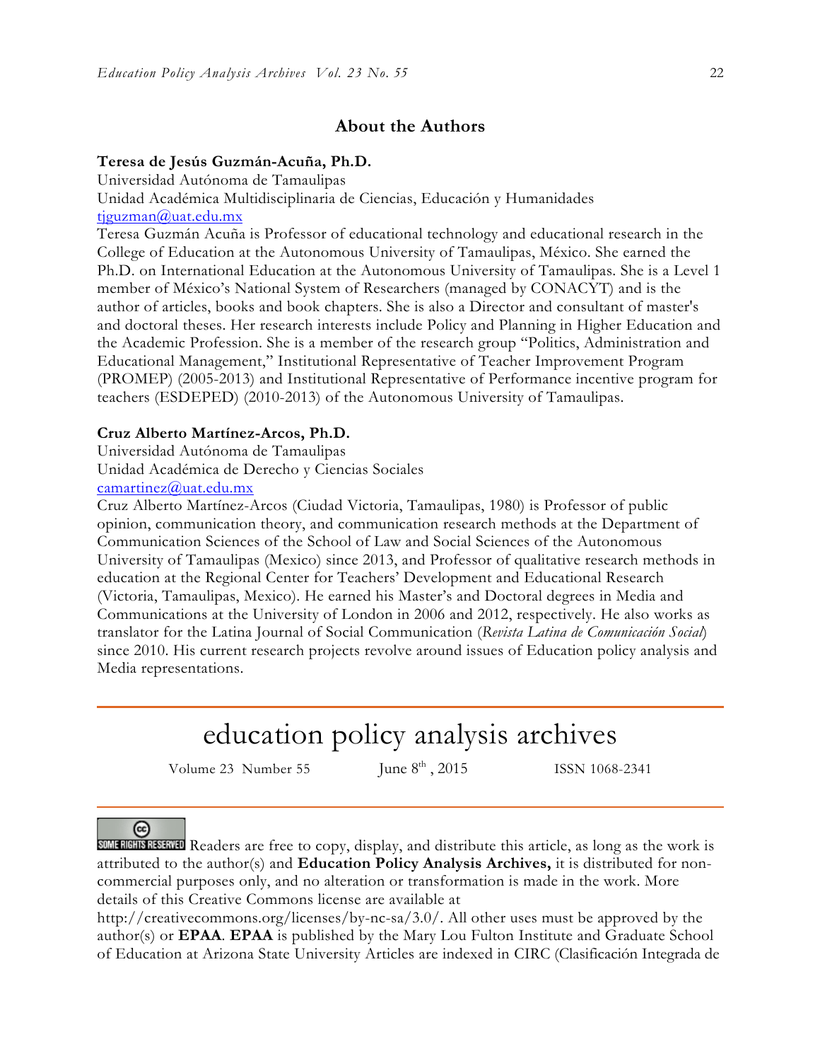## About the Authors

**Teresa de Jesús Guzmán-Acuña, Ph.D.**
Universidad Autónoma de Tamaulipas
Unidad Académica Multidisciplinaria de Ciencias, Educación y Humanidades
tjguzman@uat.edu.mx
Teresa Guzmán Acuña is Professor of educational technology and educational research in the College of Education at the Autonomous University of Tamaulipas, México. She earned the Ph.D. on International Education at the Autonomous University of Tamaulipas. She is a Level 1 member of México's National System of Researchers (managed by CONACYT) and is the author of articles, books and book chapters. She is also a Director and consultant of master's and doctoral theses. Her research interests include Policy and Planning in Higher Education and the Academic Profession. She is a member of the research group "Politics, Administration and Educational Management," Institutional Representative of Teacher Improvement Program (PROMEP) (2005-2013) and Institutional Representative of Performance incentive program for teachers (ESDEPED) (2010-2013) of the Autonomous University of Tamaulipas.

**Cruz Alberto Martínez-Arcos, Ph.D.**
Universidad Autónoma de Tamaulipas
Unidad Académica de Derecho y Ciencias Sociales
camartinez@uat.edu.mx
Cruz Alberto Martínez-Arcos (Ciudad Victoria, Tamaulipas, 1980) is Professor of public opinion, communication theory, and communication research methods at the Department of Communication Sciences of the School of Law and Social Sciences of the Autonomous University of Tamaulipas (Mexico) since 2013, and Professor of qualitative research methods in education at the Regional Center for Teachers' Development and Educational Research (Victoria, Tamaulipas, Mexico). He earned his Master's and Doctoral degrees in Media and Communications at the University of London in 2006 and 2012, respectively. He also works as translator for the Latina Journal of Social Communication (*Revista Latina de Comunicación Social*) since 2010. His current research projects revolve around issues of Education policy analysis and Media representations.

---

# education policy analysis archives

Volume 23 Number 55 June 8th, 2015 ISSN 1068-2341

---

SOME RIGHTS RESERVED Readers are free to copy, display, and distribute this article, as long as the work is attributed to the author(s) and **Education Policy Analysis Archives,** it is distributed for non-commercial purposes only, and no alteration or transformation is made in the work. More details of this Creative Commons license are available at http://creativecommons.org/licenses/by-nc-sa/3.0/. All other uses must be approved by the author(s) or **EPAA**. **EPAA** is published by the Mary Lou Fulton Institute and Graduate School of Education at Arizona State University Articles are indexed in CIRC (Clasificación Integrada de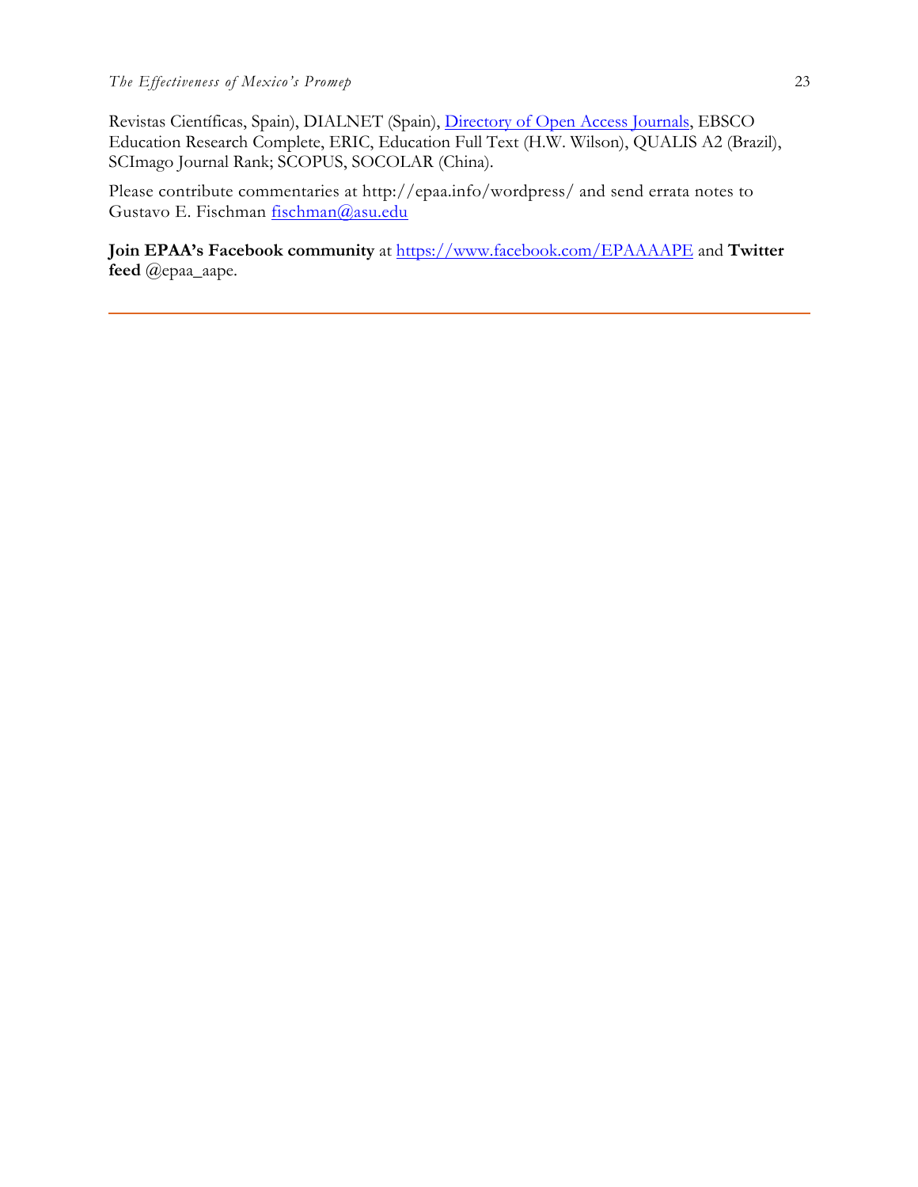Revistas Científicas, Spain), DIALNET (Spain), [Directory of Open Access Journals](), EBSCO Education Research Complete, ERIC, Education Full Text (H.W. Wilson), QUALIS A2 (Brazil), SCImago Journal Rank; SCOPUS, SOCOLAR (China).

Please contribute commentaries at http://epaa.info/wordpress/ and send errata notes to Gustavo E. Fischman fischman@asu.edu

**Join EPAA's Facebook community** at https://www.facebook.com/EPAAAAPE and **Twitter feed** @epaa_aape.

---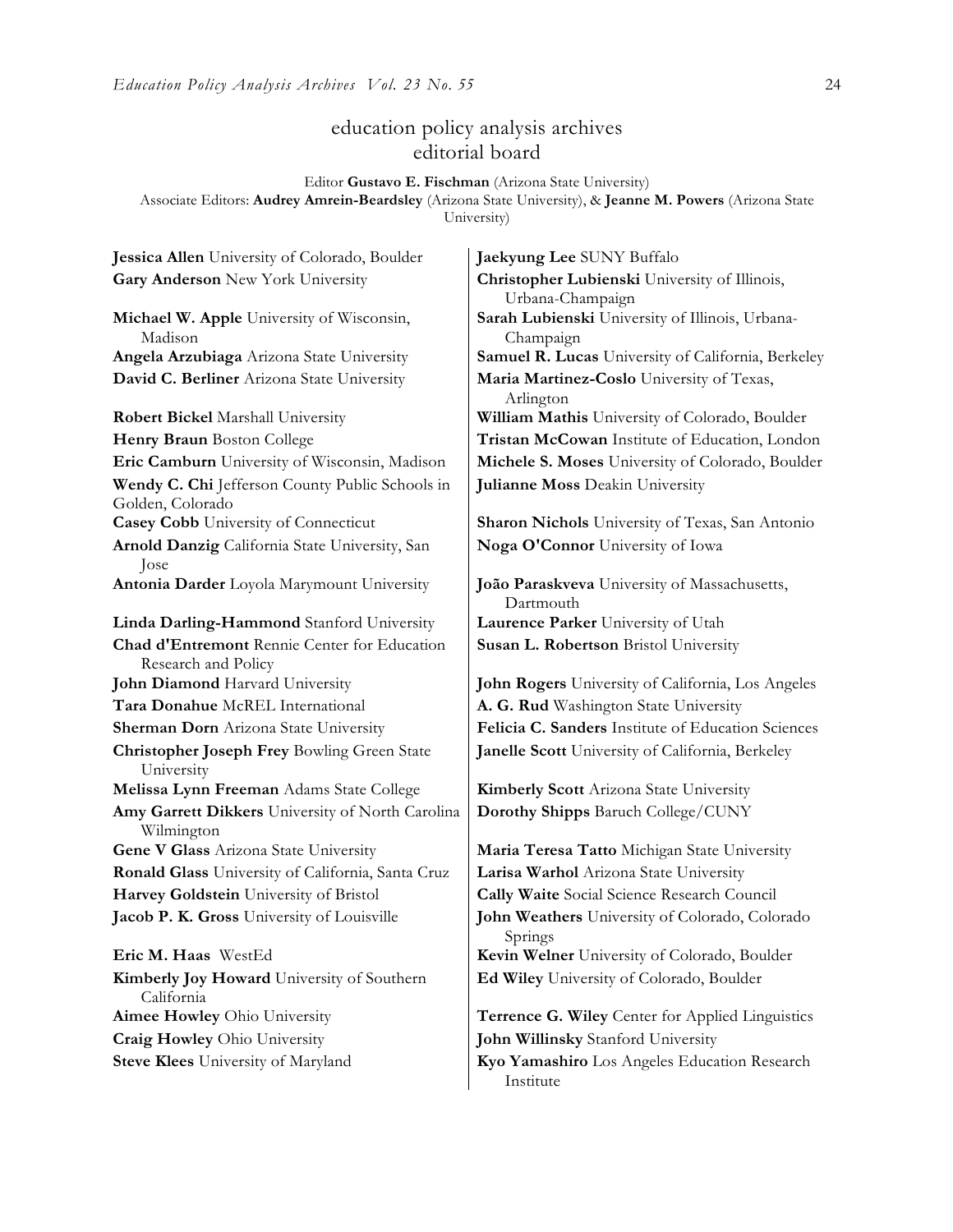# education policy analysis archives
## editorial board

Editor **Gustavo E. Fischman** (Arizona State University)
Associate Editors: **Audrey Amrein-Beardsley** (Arizona State University), & **Jeanne M. Powers** (Arizona State University)

**Jessica Allen** University of Colorado, Boulder
**Gary Anderson** New York University
**Michael W. Apple** University of Wisconsin, Madison
**Angela Arzubiaga** Arizona State University
**David C. Berliner** Arizona State University
**Robert Bickel** Marshall University
**Henry Braun** Boston College
**Eric Camburn** University of Wisconsin, Madison
**Wendy C. Chi** Jefferson County Public Schools in Golden, Colorado
**Casey Cobb** University of Connecticut
**Arnold Danzig** California State University, San Jose
**Antonia Darder** Loyola Marymount University
**Linda Darling-Hammond** Stanford University
**Chad d'Entremont** Rennie Center for Education Research and Policy
**John Diamond** Harvard University
**Tara Donahue** McREL International
**Sherman Dorn** Arizona State University
**Christopher Joseph Frey** Bowling Green State University
**Melissa Lynn Freeman** Adams State College
**Amy Garrett Dikkers** University of North Carolina Wilmington
**Gene V Glass** Arizona State University
**Ronald Glass** University of California, Santa Cruz
**Harvey Goldstein** University of Bristol
**Jacob P. K. Gross** University of Louisville
**Eric M. Haas** WestEd
**Kimberly Joy Howard** University of Southern California
**Aimee Howley** Ohio University
**Craig Howley** Ohio University
**Steve Klees** University of Maryland
**Jaekyung Lee** SUNY Buffalo
**Christopher Lubienski** University of Illinois, Urbana-Champaign
**Sarah Lubienski** University of Illinois, Urbana-Champaign
**Samuel R. Lucas** University of California, Berkeley
**Maria Martinez-Coslo** University of Texas, Arlington
**William Mathis** University of Colorado, Boulder
**Tristan McCowan** Institute of Education, London
**Michele S. Moses** University of Colorado, Boulder
**Julianne Moss** Deakin University
**Sharon Nichols** University of Texas, San Antonio
**Noga O'Connor** University of Iowa
**João Paraskveva** University of Massachusetts, Dartmouth
**Laurence Parker** University of Utah
**Susan L. Robertson** Bristol University
**John Rogers** University of California, Los Angeles
**A. G. Rud** Washington State University
**Felicia C. Sanders** Institute of Education Sciences
**Janelle Scott** University of California, Berkeley
**Kimberly Scott** Arizona State University
**Dorothy Shipps** Baruch College/CUNY
**Maria Teresa Tatto** Michigan State University
**Larisa Warhol** Arizona State University
**Cally Waite** Social Science Research Council
**John Weathers** University of Colorado, Colorado Springs
**Kevin Welner** University of Colorado, Boulder
**Ed Wiley** University of Colorado, Boulder
**Terrence G. Wiley** Center for Applied Linguistics
**John Willinsky** Stanford University
**Kyo Yamashiro** Los Angeles Education Research Institute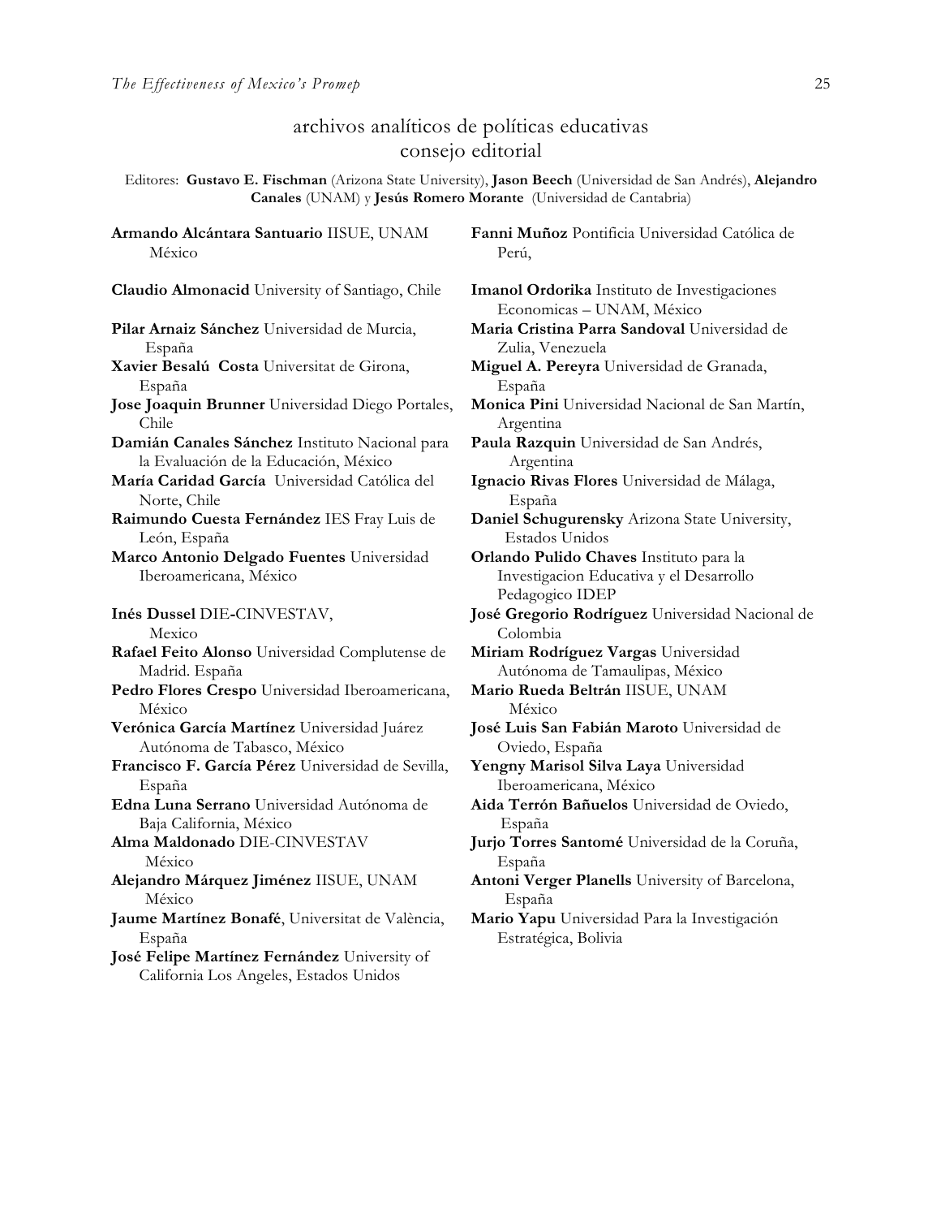## archivos analíticos de políticas educativas
## consejo editorial

Editores: **Gustavo E. Fischman** (Arizona State University), **Jason Beech** (Universidad de San Andrés), **Alejandro Canales** (UNAM) y **Jesús Romero Morante** (Universidad de Cantabria)

**Armando Alcántara Santuario** IISUE, UNAM México

**Claudio Almonacid** University of Santiago, Chile

**Pilar Arnaiz Sánchez** Universidad de Murcia, España

**Xavier Besalú Costa** Universitat de Girona, España

**Jose Joaquin Brunner** Universidad Diego Portales, Chile

**Damián Canales Sánchez** Instituto Nacional para la Evaluación de la Educación, México

**María Caridad García** Universidad Católica del Norte, Chile

**Raimundo Cuesta Fernández** IES Fray Luis de León, España

**Marco Antonio Delgado Fuentes** Universidad Iberoamericana, México

**Inés Dussel** DIE-CINVESTAV, Mexico

**Rafael Feito Alonso** Universidad Complutense de Madrid. España

**Pedro Flores Crespo** Universidad Iberoamericana, México

**Verónica García Martínez** Universidad Juárez Autónoma de Tabasco, México

**Francisco F. García Pérez** Universidad de Sevilla, España

**Edna Luna Serrano** Universidad Autónoma de Baja California, México

**Alma Maldonado** DIE-CINVESTAV México

**Alejandro Márquez Jiménez** IISUE, UNAM México

**Jaume Martínez Bonafé**, Universitat de València, España

**José Felipe Martínez Fernández** University of California Los Angeles, Estados Unidos

**Fanni Muñoz** Pontificia Universidad Católica de Perú,

**Imanol Ordorika** Instituto de Investigaciones Economicas – UNAM, México

**Maria Cristina Parra Sandoval** Universidad de Zulia, Venezuela

**Miguel A. Pereyra** Universidad de Granada, España

**Monica Pini** Universidad Nacional de San Martín, Argentina

**Paula Razquin** Universidad de San Andrés, Argentina

**Ignacio Rivas Flores** Universidad de Málaga, España

**Daniel Schugurensky** Arizona State University, Estados Unidos

**Orlando Pulido Chaves** Instituto para la Investigacion Educativa y el Desarrollo Pedagogico IDEP

**José Gregorio Rodríguez** Universidad Nacional de Colombia

**Miriam Rodríguez Vargas** Universidad Autónoma de Tamaulipas, México

**Mario Rueda Beltrán** IISUE, UNAM México

**José Luis San Fabián Maroto** Universidad de Oviedo, España

**Yengny Marisol Silva Laya** Universidad Iberoamericana, México

**Aida Terrón Bañuelos** Universidad de Oviedo, España

**Jurjo Torres Santomé** Universidad de la Coruña, España

**Antoni Verger Planells** University of Barcelona, España

**Mario Yapu** Universidad Para la Investigación Estratégica, Bolivia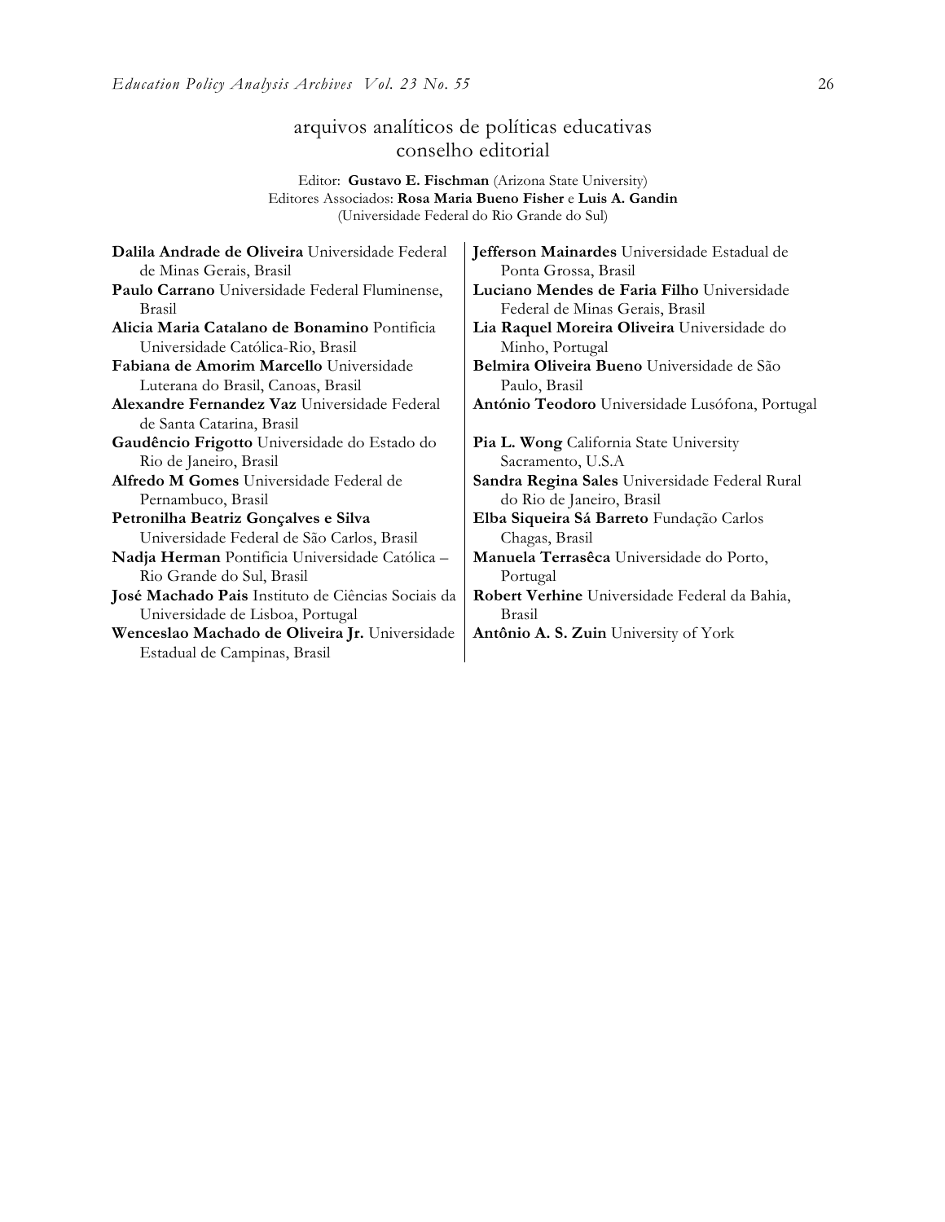# arquivos analíticos de políticas educativas
## conselho editorial

Editor: **Gustavo E. Fischman** (Arizona State University)
Editores Associados: **Rosa Maria Bueno Fisher** e **Luis A. Gandin**
(Universidade Federal do Rio Grande do Sul)

**Dalila Andrade de Oliveira** Universidade Federal de Minas Gerais, Brasil

**Paulo Carrano** Universidade Federal Fluminense, Brasil

**Alicia Maria Catalano de Bonamino** Pontificia Universidade Católica-Rio, Brasil

**Fabiana de Amorim Marcello** Universidade Luterana do Brasil, Canoas, Brasil

**Alexandre Fernandez Vaz** Universidade Federal de Santa Catarina, Brasil

**Gaudêncio Frigotto** Universidade do Estado do Rio de Janeiro, Brasil

**Alfredo M Gomes** Universidade Federal de Pernambuco, Brasil

**Petronilha Beatriz Gonçalves e Silva** Universidade Federal de São Carlos, Brasil

**Nadja Herman** Pontificia Universidade Católica – Rio Grande do Sul, Brasil

**José Machado Pais** Instituto de Ciências Sociais da Universidade de Lisboa, Portugal

**Wenceslao Machado de Oliveira Jr.** Universidade Estadual de Campinas, Brasil

**Jefferson Mainardes** Universidade Estadual de Ponta Grossa, Brasil

**Luciano Mendes de Faria Filho** Universidade Federal de Minas Gerais, Brasil

**Lia Raquel Moreira Oliveira** Universidade do Minho, Portugal

**Belmira Oliveira Bueno** Universidade de São Paulo, Brasil

**António Teodoro** Universidade Lusófona, Portugal

**Pia L. Wong** California State University Sacramento, U.S.A

**Sandra Regina Sales** Universidade Federal Rural do Rio de Janeiro, Brasil

**Elba Siqueira Sá Barreto** Fundação Carlos Chagas, Brasil

**Manuela Terrasêca** Universidade do Porto, Portugal

**Robert Verhine** Universidade Federal da Bahia, Brasil

**Antônio A. S. Zuin** University of York